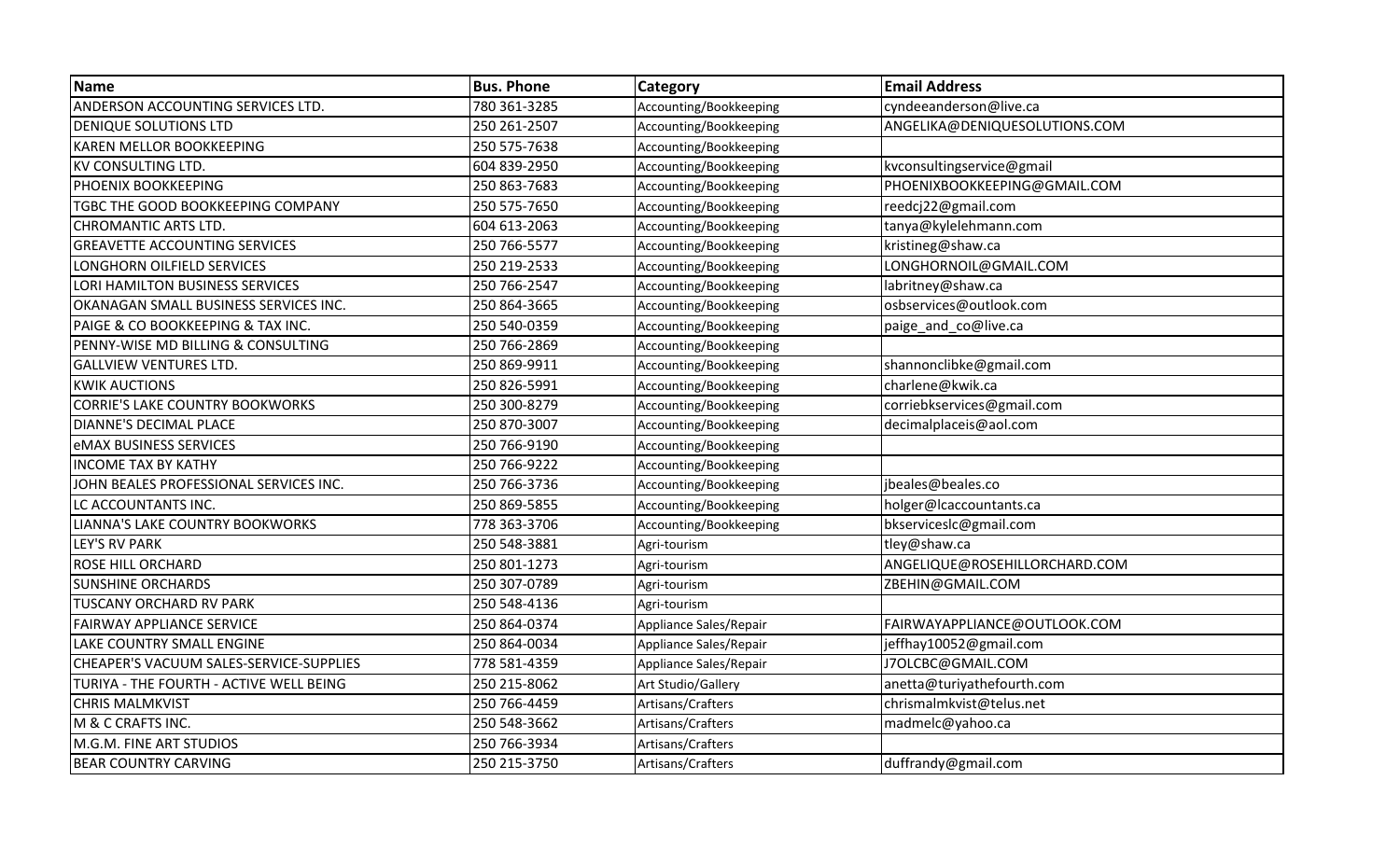| Name | Bus. Phone | Category | Email Address |
|---|---|---|---|
| ANDERSON ACCOUNTING SERVICES LTD. | 780 361-3285 | Accounting/Bookkeeping | cyndeeanderson@live.ca |
| DENIQUE SOLUTIONS LTD | 250 261-2507 | Accounting/Bookkeeping | ANGELIKA@DENIQUESOLUTIONS.COM |
| KAREN MELLOR BOOKKEEPING | 250 575-7638 | Accounting/Bookkeeping | |
| KV CONSULTING LTD. | 604 839-2950 | Accounting/Bookkeeping | kvconsultingservice@gmail |
| PHOENIX BOOKKEEPING | 250 863-7683 | Accounting/Bookkeeping | PHOENIXBOOKKEEPING@GMAIL.COM |
| TGBC THE GOOD BOOKKEEPING COMPANY | 250 575-7650 | Accounting/Bookkeeping | reedcj22@gmail.com |
| CHROMANTIC ARTS LTD. | 604 613-2063 | Accounting/Bookkeeping | tanya@kylelehmann.com |
| GREAVETTE ACCOUNTING SERVICES | 250 766-5577 | Accounting/Bookkeeping | kristineg@shaw.ca |
| LONGHORN OILFIELD SERVICES | 250 219-2533 | Accounting/Bookkeeping | LONGHORNOIL@GMAIL.COM |
| LORI HAMILTON BUSINESS SERVICES | 250 766-2547 | Accounting/Bookkeeping | labritney@shaw.ca |
| OKANAGAN SMALL BUSINESS SERVICES INC. | 250 864-3665 | Accounting/Bookkeeping | osbservices@outlook.com |
| PAIGE & CO BOOKKEEPING & TAX INC. | 250 540-0359 | Accounting/Bookkeeping | paige_and_co@live.ca |
| PENNY-WISE MD BILLING & CONSULTING | 250 766-2869 | Accounting/Bookkeeping | |
| GALLVIEW VENTURES LTD. | 250 869-9911 | Accounting/Bookkeeping | shannonclibke@gmail.com |
| KWIK AUCTIONS | 250 826-5991 | Accounting/Bookkeeping | charlene@kwik.ca |
| CORRIE'S LAKE COUNTRY BOOKWORKS | 250 300-8279 | Accounting/Bookkeeping | corriebkservices@gmail.com |
| DIANNE'S DECIMAL PLACE | 250 870-3007 | Accounting/Bookkeeping | decimalplaceis@aol.com |
| eMAX BUSINESS SERVICES | 250 766-9190 | Accounting/Bookkeeping | |
| INCOME TAX BY KATHY | 250 766-9222 | Accounting/Bookkeeping | |
| JOHN BEALES PROFESSIONAL SERVICES INC. | 250 766-3736 | Accounting/Bookkeeping | jbeales@beales.co |
| LC ACCOUNTANTS INC. | 250 869-5855 | Accounting/Bookkeeping | holger@lcaccountants.ca |
| LIANNA'S LAKE COUNTRY BOOKWORKS | 778 363-3706 | Accounting/Bookkeeping | bkserviceslc@gmail.com |
| LEY'S RV PARK | 250 548-3881 | Agri-tourism | tley@shaw.ca |
| ROSE HILL ORCHARD | 250 801-1273 | Agri-tourism | ANGELIQUE@ROSEHILLORCHARD.COM |
| SUNSHINE ORCHARDS | 250 307-0789 | Agri-tourism | ZBEHIN@GMAIL.COM |
| TUSCANY ORCHARD RV PARK | 250 548-4136 | Agri-tourism | |
| FAIRWAY APPLIANCE SERVICE | 250 864-0374 | Appliance Sales/Repair | FAIRWAYAPPLIANCE@OUTLOOK.COM |
| LAKE COUNTRY SMALL ENGINE | 250 864-0034 | Appliance Sales/Repair | jeffhay10052@gmail.com |
| CHEAPER'S VACUUM SALES-SERVICE-SUPPLIES | 778 581-4359 | Appliance Sales/Repair | J7OLCBC@GMAIL.COM |
| TURIYA - THE FOURTH - ACTIVE WELL BEING | 250 215-8062 | Art Studio/Gallery | anetta@turiyathefourth.com |
| CHRIS MALMKVIST | 250 766-4459 | Artisans/Crafters | chrismalmkvist@telus.net |
| M & C CRAFTS INC. | 250 548-3662 | Artisans/Crafters | madmelc@yahoo.ca |
| M.G.M. FINE ART STUDIOS | 250 766-3934 | Artisans/Crafters | |
| BEAR COUNTRY CARVING | 250 215-3750 | Artisans/Crafters | duffrandy@gmail.com |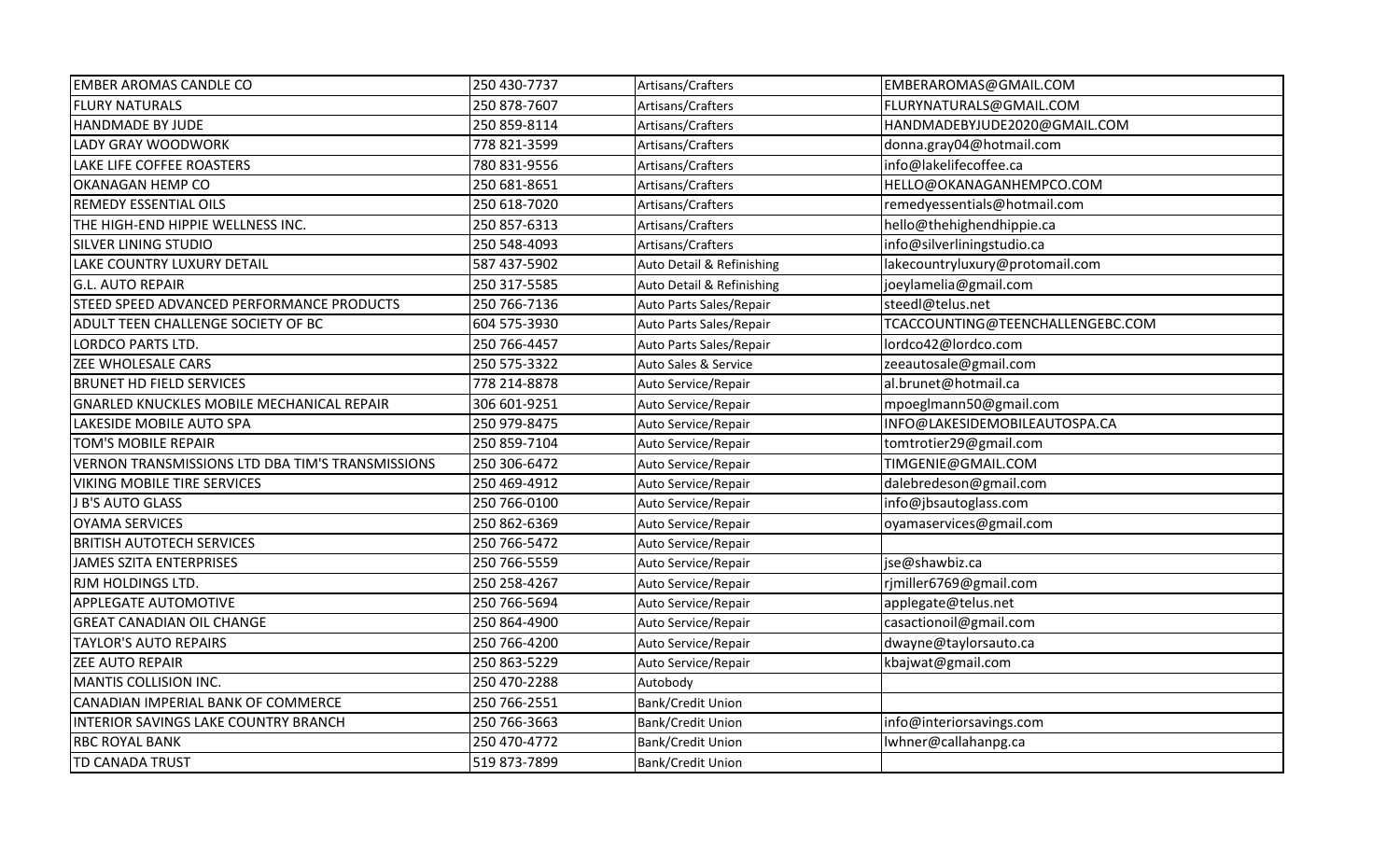| | | | |
|---|---|---|---|
| EMBER AROMAS CANDLE CO | 250 430-7737 | Artisans/Crafters | EMBERAROMAS@GMAIL.COM |
| FLURY NATURALS | 250 878-7607 | Artisans/Crafters | FLURYNATURALS@GMAIL.COM |
| HANDMADE BY JUDE | 250 859-8114 | Artisans/Crafters | HANDMADEBYJUDE2020@GMAIL.COM |
| LADY GRAY WOODWORK | 778 821-3599 | Artisans/Crafters | donna.gray04@hotmail.com |
| LAKE LIFE COFFEE ROASTERS | 780 831-9556 | Artisans/Crafters | info@lakelifecoffee.ca |
| OKANAGAN HEMP CO | 250 681-8651 | Artisans/Crafters | HELLO@OKANAGANHEMPCO.COM |
| REMEDY ESSENTIAL OILS | 250 618-7020 | Artisans/Crafters | remedyessentials@hotmail.com |
| THE HIGH-END HIPPIE WELLNESS INC. | 250 857-6313 | Artisans/Crafters | hello@thehighendhippie.ca |
| SILVER LINING STUDIO | 250 548-4093 | Artisans/Crafters | info@silverliningstudio.ca |
| LAKE COUNTRY LUXURY DETAIL | 587 437-5902 | Auto Detail & Refinishing | lakecountryluxury@protomail.com |
| G.L. AUTO REPAIR | 250 317-5585 | Auto Detail & Refinishing | joeylamelia@gmail.com |
| STEED SPEED ADVANCED PERFORMANCE PRODUCTS | 250 766-7136 | Auto Parts Sales/Repair | steedl@telus.net |
| ADULT TEEN CHALLENGE SOCIETY OF BC | 604 575-3930 | Auto Parts Sales/Repair | TCACCOUNTING@TEENCHALLENGEBC.COM |
| LORDCO PARTS LTD. | 250 766-4457 | Auto Parts Sales/Repair | lordco42@lordco.com |
| ZEE WHOLESALE CARS | 250 575-3322 | Auto Sales & Service | zeeautosale@gmail.com |
| BRUNET HD FIELD SERVICES | 778 214-8878 | Auto Service/Repair | al.brunet@hotmail.ca |
| GNARLED KNUCKLES MOBILE MECHANICAL REPAIR | 306 601-9251 | Auto Service/Repair | mpoeglmann50@gmail.com |
| LAKESIDE MOBILE AUTO SPA | 250 979-8475 | Auto Service/Repair | INFO@LAKESIDEMOBILEAUTOSPA.CA |
| TOM'S MOBILE REPAIR | 250 859-7104 | Auto Service/Repair | tomtrotier29@gmail.com |
| VERNON TRANSMISSIONS LTD DBA TIM'S TRANSMISSIONS | 250 306-6472 | Auto Service/Repair | TIMGENIE@GMAIL.COM |
| VIKING MOBILE TIRE SERVICES | 250 469-4912 | Auto Service/Repair | dalebredeson@gmail.com |
| J B'S AUTO GLASS | 250 766-0100 | Auto Service/Repair | info@jbsautoglass.com |
| OYAMA SERVICES | 250 862-6369 | Auto Service/Repair | oyamaservices@gmail.com |
| BRITISH AUTOTECH SERVICES | 250 766-5472 | Auto Service/Repair | |
| JAMES SZITA ENTERPRISES | 250 766-5559 | Auto Service/Repair | jse@shawbiz.ca |
| RJM HOLDINGS LTD. | 250 258-4267 | Auto Service/Repair | rjmiller6769@gmail.com |
| APPLEGATE AUTOMOTIVE | 250 766-5694 | Auto Service/Repair | applegate@telus.net |
| GREAT CANADIAN OIL CHANGE | 250 864-4900 | Auto Service/Repair | casactionoil@gmail.com |
| TAYLOR'S AUTO REPAIRS | 250 766-4200 | Auto Service/Repair | dwayne@taylorsauto.ca |
| ZEE AUTO REPAIR | 250 863-5229 | Auto Service/Repair | kbajwat@gmail.com |
| MANTIS COLLISION INC. | 250 470-2288 | Autobody | |
| CANADIAN IMPERIAL BANK OF COMMERCE | 250 766-2551 | Bank/Credit Union | |
| INTERIOR SAVINGS LAKE COUNTRY BRANCH | 250 766-3663 | Bank/Credit Union | info@interiorsavings.com |
| RBC ROYAL BANK | 250 470-4772 | Bank/Credit Union | lwhner@callahanpg.ca |
| TD CANADA TRUST | 519 873-7899 | Bank/Credit Union | |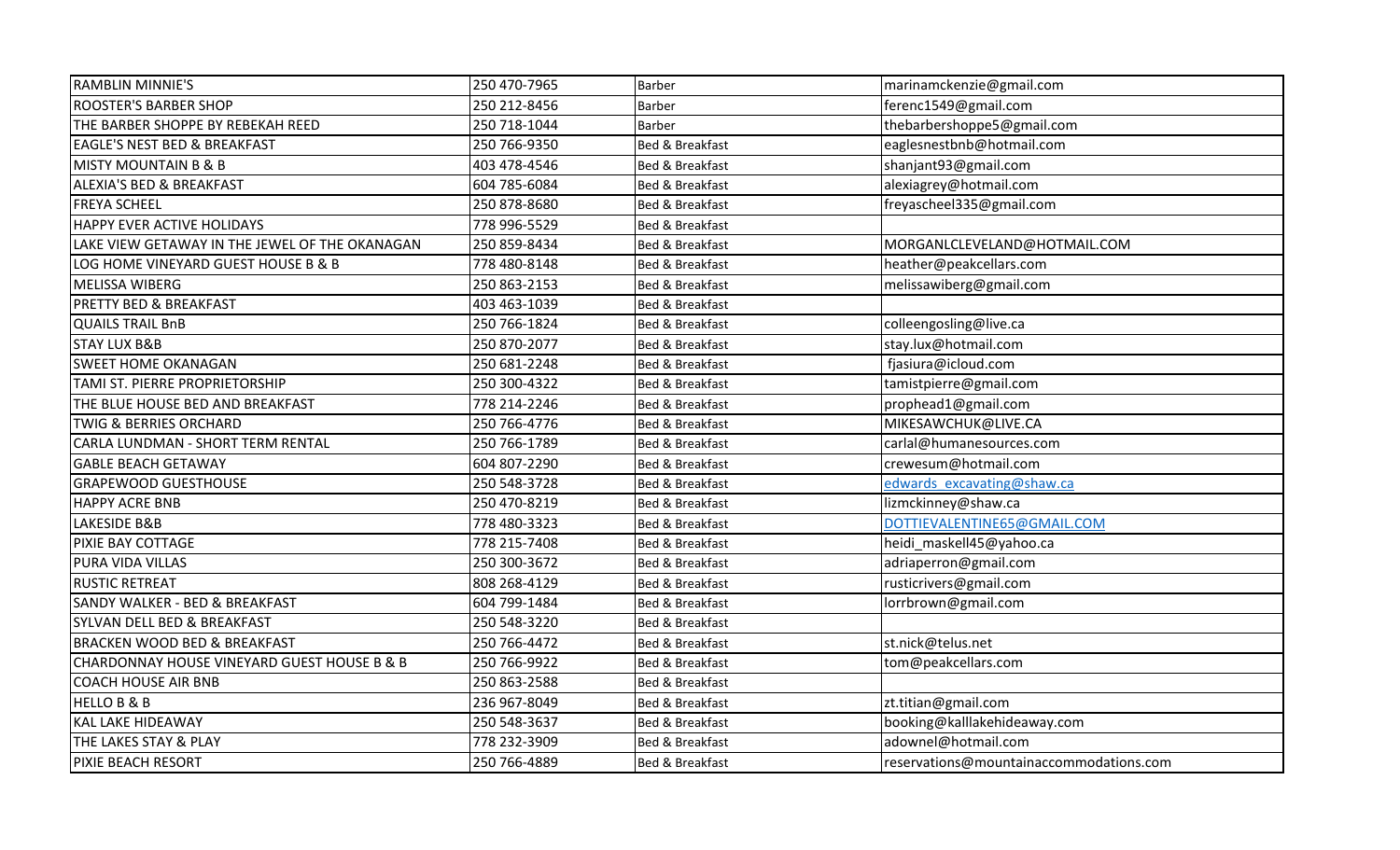| RAMBLIN MINNIE'S | 250 470-7965 | Barber | marinamckenzie@gmail.com |
|---|---|---|---|
| ROOSTER'S BARBER SHOP | 250 212-8456 | Barber | ferenc1549@gmail.com |
| THE BARBER SHOPPE BY REBEKAH REED | 250 718-1044 | Barber | thebarbershoppe5@gmail.com |
| EAGLE'S NEST BED & BREAKFAST | 250 766-9350 | Bed & Breakfast | eaglesnestbnb@hotmail.com |
| MISTY MOUNTAIN B & B | 403 478-4546 | Bed & Breakfast | shanjant93@gmail.com |
| ALEXIA'S BED & BREAKFAST | 604 785-6084 | Bed & Breakfast | alexiagrey@hotmail.com |
| FREYA SCHEEL | 250 878-8680 | Bed & Breakfast | freyascheel335@gmail.com |
| HAPPY EVER ACTIVE HOLIDAYS | 778 996-5529 | Bed & Breakfast | |
| LAKE VIEW GETAWAY IN THE JEWEL OF THE OKANAGAN | 250 859-8434 | Bed & Breakfast | MORGANLCLEVELAND@HOTMAIL.COM |
| LOG HOME VINEYARD GUEST HOUSE B & B | 778 480-8148 | Bed & Breakfast | heather@peakcellars.com |
| MELISSA WIBERG | 250 863-2153 | Bed & Breakfast | melissawiberg@gmail.com |
| PRETTY BED & BREAKFAST | 403 463-1039 | Bed & Breakfast | |
| QUAILS TRAIL BnB | 250 766-1824 | Bed & Breakfast | colleengosling@live.ca |
| STAY LUX B&B | 250 870-2077 | Bed & Breakfast | stay.lux@hotmail.com |
| SWEET HOME OKANAGAN | 250 681-2248 | Bed & Breakfast | fjasiura@icloud.com |
| TAMI ST. PIERRE PROPRIETORSHIP | 250 300-4322 | Bed & Breakfast | tamistpierre@gmail.com |
| THE BLUE HOUSE BED AND BREAKFAST | 778 214-2246 | Bed & Breakfast | prophead1@gmail.com |
| TWIG & BERRIES ORCHARD | 250 766-4776 | Bed & Breakfast | MIKESAWCHUK@LIVE.CA |
| CARLA LUNDMAN - SHORT TERM RENTAL | 250 766-1789 | Bed & Breakfast | carlal@humanesources.com |
| GABLE BEACH GETAWAY | 604 807-2290 | Bed & Breakfast | crewesum@hotmail.com |
| GRAPEWOOD GUESTHOUSE | 250 548-3728 | Bed & Breakfast | edwards_excavating@shaw.ca |
| HAPPY ACRE BNB | 250 470-8219 | Bed & Breakfast | lizmckinney@shaw.ca |
| LAKESIDE B&B | 778 480-3323 | Bed & Breakfast | DOTTIEVALENTINE65@GMAIL.COM |
| PIXIE BAY COTTAGE | 778 215-7408 | Bed & Breakfast | heidi_maskell45@yahoo.ca |
| PURA VIDA VILLAS | 250 300-3672 | Bed & Breakfast | adriaperron@gmail.com |
| RUSTIC RETREAT | 808 268-4129 | Bed & Breakfast | rusticrivers@gmail.com |
| SANDY WALKER - BED & BREAKFAST | 604 799-1484 | Bed & Breakfast | lorrbrown@gmail.com |
| SYLVAN DELL BED & BREAKFAST | 250 548-3220 | Bed & Breakfast | |
| BRACKEN WOOD BED & BREAKFAST | 250 766-4472 | Bed & Breakfast | st.nick@telus.net |
| CHARDONNAY HOUSE VINEYARD GUEST HOUSE B & B | 250 766-9922 | Bed & Breakfast | tom@peakcellars.com |
| COACH HOUSE AIR BNB | 250 863-2588 | Bed & Breakfast | |
| HELLO B & B | 236 967-8049 | Bed & Breakfast | zt.titian@gmail.com |
| KAL LAKE HIDEAWAY | 250 548-3637 | Bed & Breakfast | booking@kalllakehideaway.com |
| THE LAKES STAY & PLAY | 778 232-3909 | Bed & Breakfast | adownel@hotmail.com |
| PIXIE BEACH RESORT | 250 766-4889 | Bed & Breakfast | reservations@mountainaccommodations.com |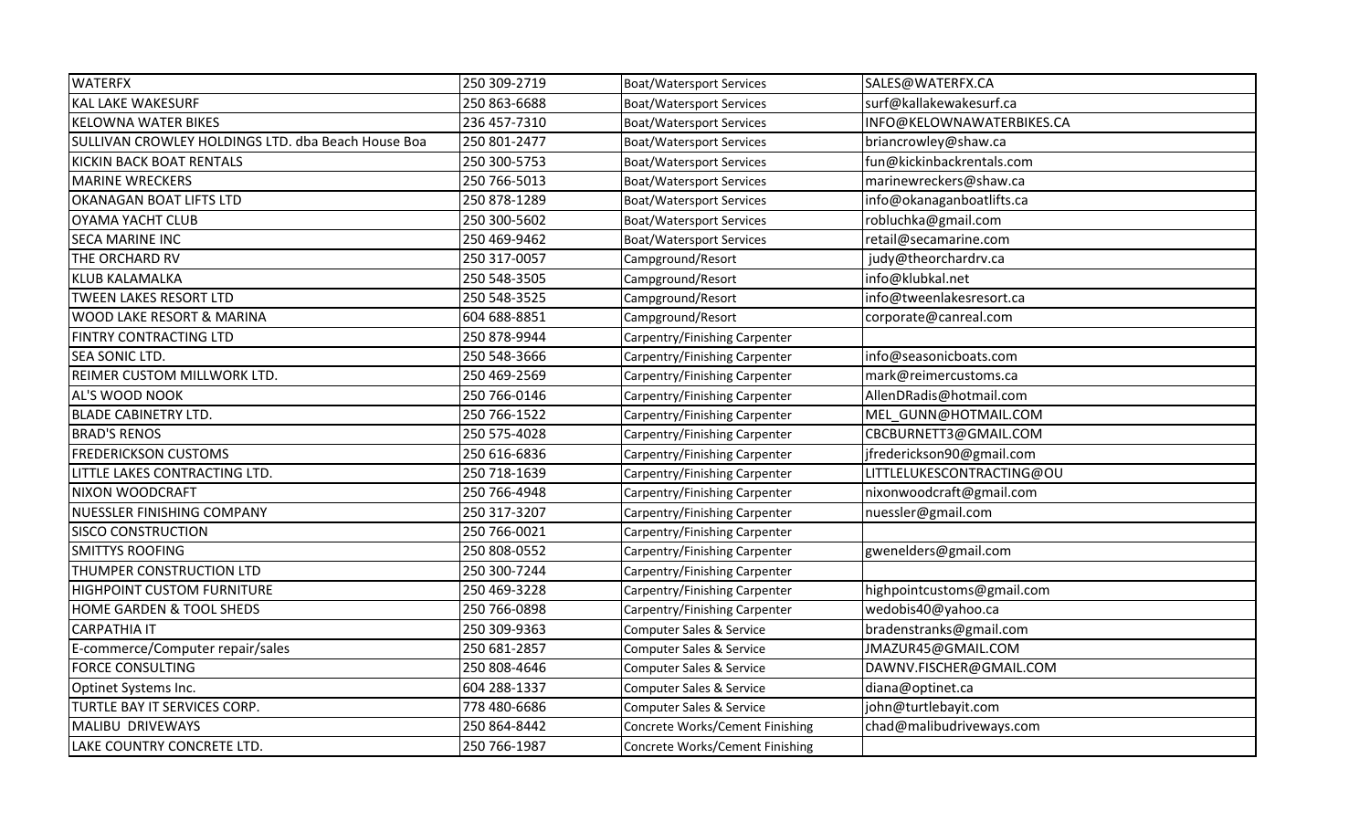| WATERFX | 250 309-2719 | Boat/Watersport Services | SALES@WATERFX.CA |
|---|---|---|---|
| KAL LAKE WAKESURF | 250 863-6688 | Boat/Watersport Services | surf@kallakewakesurf.ca |
| KELOWNA WATER BIKES | 236 457-7310 | Boat/Watersport Services | INFO@KELOWNAWATERBIKES.CA |
| SULLIVAN CROWLEY HOLDINGS LTD. dba Beach House Boa | 250 801-2477 | Boat/Watersport Services | briancrowley@shaw.ca |
| KICKIN BACK BOAT RENTALS | 250 300-5753 | Boat/Watersport Services | fun@kickinbackrentals.com |
| MARINE WRECKERS | 250 766-5013 | Boat/Watersport Services | marinewreckers@shaw.ca |
| OKANAGAN BOAT LIFTS LTD | 250 878-1289 | Boat/Watersport Services | info@okanaganboatlifts.ca |
| OYAMA YACHT CLUB | 250 300-5602 | Boat/Watersport Services | robluchka@gmail.com |
| SECA MARINE INC | 250 469-9462 | Boat/Watersport Services | retail@secamarine.com |
| THE ORCHARD RV | 250 317-0057 | Campground/Resort | judy@theorchardrv.ca |
| KLUB KALAMALKA | 250 548-3505 | Campground/Resort | info@klubkal.net |
| TWEEN LAKES RESORT LTD | 250 548-3525 | Campground/Resort | info@tweenlakesresort.ca |
| WOOD LAKE RESORT & MARINA | 604 688-8851 | Campground/Resort | corporate@canreal.com |
| FINTRY CONTRACTING LTD | 250 878-9944 | Carpentry/Finishing Carpenter | |
| SEA SONIC LTD. | 250 548-3666 | Carpentry/Finishing Carpenter | info@seasonicboats.com |
| REIMER CUSTOM MILLWORK LTD. | 250 469-2569 | Carpentry/Finishing Carpenter | mark@reimercustoms.ca |
| AL'S WOOD NOOK | 250 766-0146 | Carpentry/Finishing Carpenter | AllenDRadis@hotmail.com |
| BLADE CABINETRY LTD. | 250 766-1522 | Carpentry/Finishing Carpenter | MEL_GUNN@HOTMAIL.COM |
| BRAD'S RENOS | 250 575-4028 | Carpentry/Finishing Carpenter | CBCBURNETT3@GMAIL.COM |
| FREDERICKSON CUSTOMS | 250 616-6836 | Carpentry/Finishing Carpenter | jfrederickson90@gmail.com |
| LITTLE LAKES CONTRACTING LTD. | 250 718-1639 | Carpentry/Finishing Carpenter | LITTLELUKESCONTRACTING@OU |
| NIXON WOODCRAFT | 250 766-4948 | Carpentry/Finishing Carpenter | nixonwoodcraft@gmail.com |
| NUESSLER FINISHING COMPANY | 250 317-3207 | Carpentry/Finishing Carpenter | nuessler@gmail.com |
| SISCO CONSTRUCTION | 250 766-0021 | Carpentry/Finishing Carpenter | |
| SMITTYS ROOFING | 250 808-0552 | Carpentry/Finishing Carpenter | gwenelders@gmail.com |
| THUMPER CONSTRUCTION LTD | 250 300-7244 | Carpentry/Finishing Carpenter | |
| HIGHPOINT CUSTOM FURNITURE | 250 469-3228 | Carpentry/Finishing Carpenter | highpointcustoms@gmail.com |
| HOME GARDEN & TOOL SHEDS | 250 766-0898 | Carpentry/Finishing Carpenter | wedobis40@yahoo.ca |
| CARPATHIA IT | 250 309-9363 | Computer Sales & Service | bradenstranks@gmail.com |
| E-commerce/Computer repair/sales | 250 681-2857 | Computer Sales & Service | JMAZUR45@GMAIL.COM |
| FORCE CONSULTING | 250 808-4646 | Computer Sales & Service | DAWNV.FISCHER@GMAIL.COM |
| Optinet Systems Inc. | 604 288-1337 | Computer Sales & Service | diana@optinet.ca |
| TURTLE BAY IT SERVICES CORP. | 778 480-6686 | Computer Sales & Service | john@turtlebayit.com |
| MALIBU DRIVEWAYS | 250 864-8442 | Concrete Works/Cement Finishing | chad@malibudriveways.com |
| LAKE COUNTRY CONCRETE LTD. | 250 766-1987 | Concrete Works/Cement Finishing | |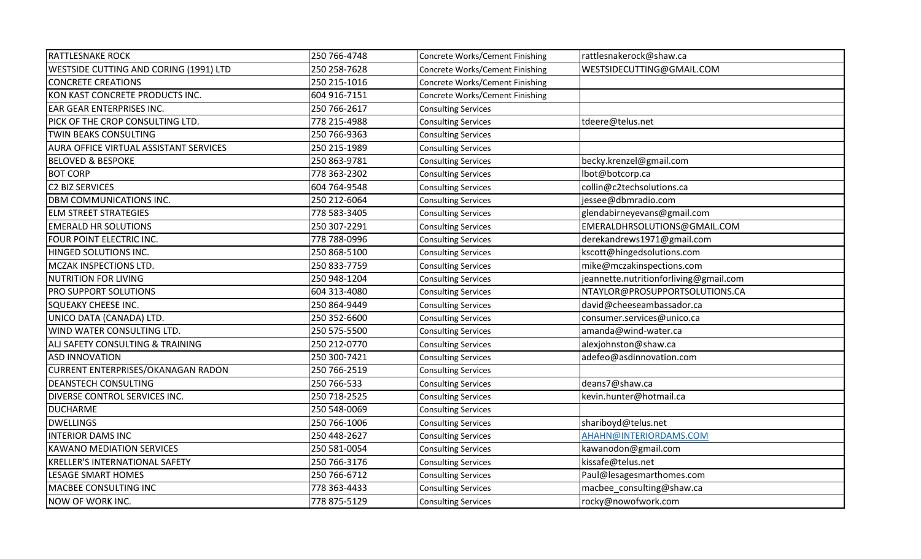| | | | |
|---|---|---|---|
| RATTLESNAKE ROCK | 250 766-4748 | Concrete Works/Cement Finishing | rattlesnakerock@shaw.ca |
| WESTSIDE CUTTING AND CORING (1991) LTD | 250 258-7628 | Concrete Works/Cement Finishing | WESTSIDECUTTING@GMAIL.COM |
| CONCRETE CREATIONS | 250 215-1016 | Concrete Works/Cement Finishing | |
| KON KAST CONCRETE PRODUCTS INC. | 604 916-7151 | Concrete Works/Cement Finishing | |
| EAR GEAR ENTERPRISES INC. | 250 766-2617 | Consulting Services | |
| PICK OF THE CROP CONSULTING LTD. | 778 215-4988 | Consulting Services | tdeere@telus.net |
| TWIN BEAKS CONSULTING | 250 766-9363 | Consulting Services | |
| AURA OFFICE VIRTUAL ASSISTANT SERVICES | 250 215-1989 | Consulting Services | |
| BELOVED & BESPOKE | 250 863-9781 | Consulting Services | becky.krenzel@gmail.com |
| BOT CORP | 778 363-2302 | Consulting Services | lbot@botcorp.ca |
| C2 BIZ SERVICES | 604 764-9548 | Consulting Services | collin@c2techsolutions.ca |
| DBM COMMUNICATIONS INC. | 250 212-6064 | Consulting Services | jessee@dbmradio.com |
| ELM STREET STRATEGIES | 778 583-3405 | Consulting Services | glendabirneyevans@gmail.com |
| EMERALD HR SOLUTIONS | 250 307-2291 | Consulting Services | EMERALDHRSOLUTIONS@GMAIL.COM |
| FOUR POINT ELECTRIC INC. | 778 788-0996 | Consulting Services | derekandrews1971@gmail.com |
| HINGED SOLUTIONS INC. | 250 868-5100 | Consulting Services | kscott@hingedsolutions.com |
| MCZAK INSPECTIONS LTD. | 250 833-7759 | Consulting Services | mike@mczakinspections.com |
| NUTRITION FOR LIVING | 250 948-1204 | Consulting Services | jeannette.nutritionforliving@gmail.com |
| PRO SUPPORT SOLUTIONS | 604 313-4080 | Consulting Services | NTAYLOR@PROSUPPORTSOLUTIONS.CA |
| SQUEAKY CHEESE INC. | 250 864-9449 | Consulting Services | david@cheeseambassador.ca |
| UNICO DATA (CANADA) LTD. | 250 352-6600 | Consulting Services | consumer.services@unico.ca |
| WIND WATER CONSULTING LTD. | 250 575-5500 | Consulting Services | amanda@wind-water.ca |
| ALJ SAFETY CONSULTING & TRAINING | 250 212-0770 | Consulting Services | alexjohnston@shaw.ca |
| ASD INNOVATION | 250 300-7421 | Consulting Services | adefeo@asdinnovation.com |
| CURRENT ENTERPRISES/OKANAGAN RADON | 250 766-2519 | Consulting Services | |
| DEANSTECH CONSULTING | 250 766-533 | Consulting Services | deans7@shaw.ca |
| DIVERSE CONTROL SERVICES INC. | 250 718-2525 | Consulting Services | kevin.hunter@hotmail.ca |
| DUCHARME | 250 548-0069 | Consulting Services | |
| DWELLINGS | 250 766-1006 | Consulting Services | shariboyd@telus.net |
| INTERIOR DAMS INC | 250 448-2627 | Consulting Services | AHAHN@INTERIORDAMS.COM |
| KAWANO MEDIATION SERVICES | 250 581-0054 | Consulting Services | kawanodon@gmail.com |
| KRELLER'S INTERNATIONAL SAFETY | 250 766-3176 | Consulting Services | kissafe@telus.net |
| LESAGE SMART HOMES | 250 766-6712 | Consulting Services | Paul@lesagesmarthomes.com |
| MACBEE CONSULTING INC | 778 363-4433 | Consulting Services | macbee_consulting@shaw.ca |
| NOW OF WORK INC. | 778 875-5129 | Consulting Services | rocky@nowofwork.com |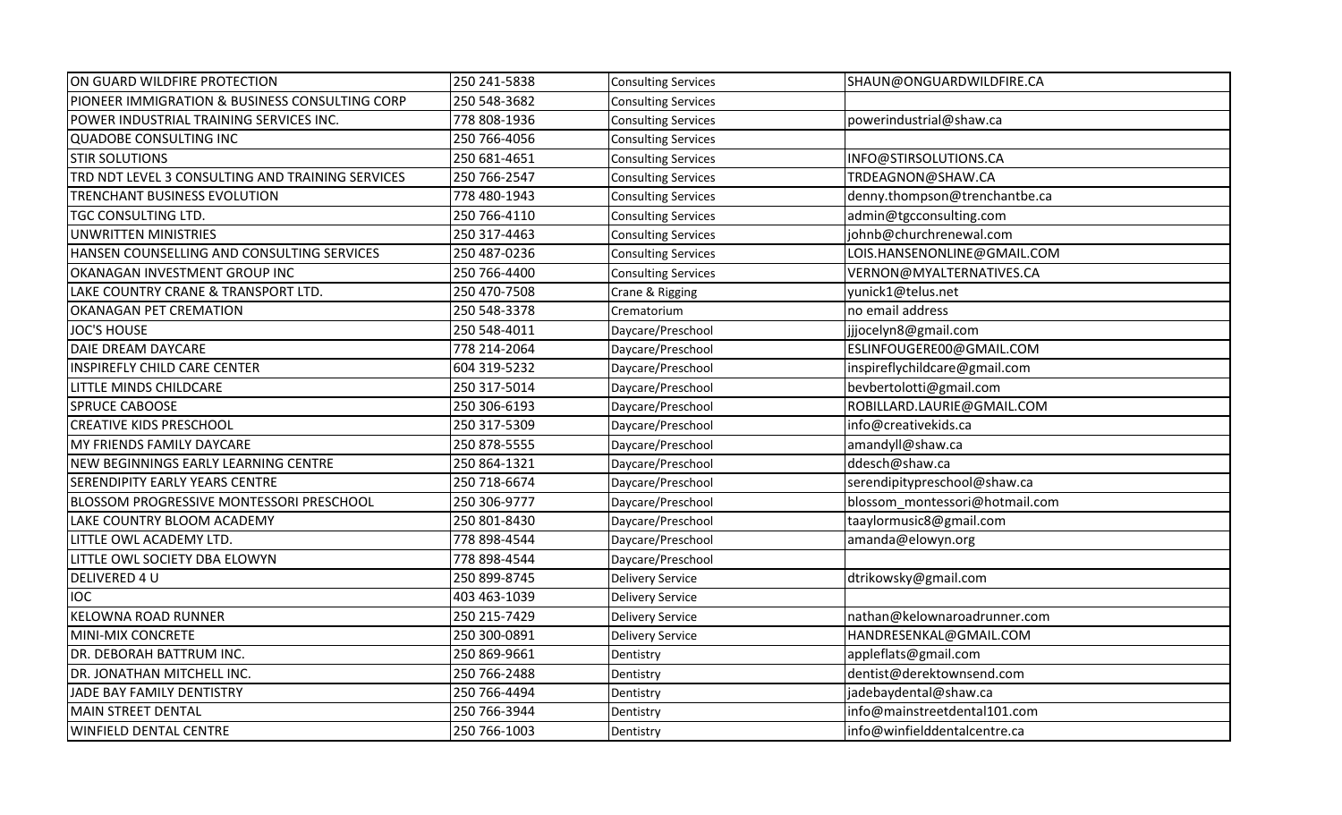| ON GUARD WILDFIRE PROTECTION | 250 241-5838 | Consulting Services | SHAUN@ONGUARDWILDFIRE.CA |
|---|---|---|---|
| PIONEER IMMIGRATION & BUSINESS CONSULTING CORP | 250 548-3682 | Consulting Services | |
| POWER INDUSTRIAL TRAINING SERVICES INC. | 778 808-1936 | Consulting Services | powerindustrial@shaw.ca |
| QUADOBE CONSULTING INC | 250 766-4056 | Consulting Services | |
| STIR SOLUTIONS | 250 681-4651 | Consulting Services | INFO@STIRSOLUTIONS.CA |
| TRD NDT LEVEL 3 CONSULTING AND TRAINING SERVICES | 250 766-2547 | Consulting Services | TRDEAGNON@SHAW.CA |
| TRENCHANT BUSINESS EVOLUTION | 778 480-1943 | Consulting Services | denny.thompson@trenchantbe.ca |
| TGC CONSULTING LTD. | 250 766-4110 | Consulting Services | admin@tgcconsulting.com |
| UNWRITTEN MINISTRIES | 250 317-4463 | Consulting Services | johnb@churchrenewal.com |
| HANSEN COUNSELLING AND CONSULTING SERVICES | 250 487-0236 | Consulting Services | LOIS.HANSENONLINE@GMAIL.COM |
| OKANAGAN INVESTMENT GROUP INC | 250 766-4400 | Consulting Services | VERNON@MYALTERNATIVES.CA |
| LAKE COUNTRY CRANE & TRANSPORT LTD. | 250 470-7508 | Crane & Rigging | yunick1@telus.net |
| OKANAGAN PET CREMATION | 250 548-3378 | Crematorium | no email address |
| JOC'S HOUSE | 250 548-4011 | Daycare/Preschool | jjjocelyn8@gmail.com |
| DAIE DREAM DAYCARE | 778 214-2064 | Daycare/Preschool | ESLINFOUGERE00@GMAIL.COM |
| INSPIREFLY CHILD CARE CENTER | 604 319-5232 | Daycare/Preschool | inspireflychildcare@gmail.com |
| LITTLE MINDS CHILDCARE | 250 317-5014 | Daycare/Preschool | bevbertolotti@gmail.com |
| SPRUCE CABOOSE | 250 306-6193 | Daycare/Preschool | ROBILLARD.LAURIE@GMAIL.COM |
| CREATIVE KIDS PRESCHOOL | 250 317-5309 | Daycare/Preschool | info@creativekids.ca |
| MY FRIENDS FAMILY DAYCARE | 250 878-5555 | Daycare/Preschool | amandyll@shaw.ca |
| NEW BEGINNINGS EARLY LEARNING CENTRE | 250 864-1321 | Daycare/Preschool | ddesch@shaw.ca |
| SERENDIPITY EARLY YEARS CENTRE | 250 718-6674 | Daycare/Preschool | serendipitypreschool@shaw.ca |
| BLOSSOM PROGRESSIVE MONTESSORI PRESCHOOL | 250 306-9777 | Daycare/Preschool | blossom_montessori@hotmail.com |
| LAKE COUNTRY BLOOM ACADEMY | 250 801-8430 | Daycare/Preschool | taaylormusic8@gmail.com |
| LITTLE OWL ACADEMY LTD. | 778 898-4544 | Daycare/Preschool | amanda@elowyn.org |
| LITTLE OWL SOCIETY DBA ELOWYN | 778 898-4544 | Daycare/Preschool | |
| DELIVERED 4 U | 250 899-8745 | Delivery Service | dtrikowsky@gmail.com |
| IOC | 403 463-1039 | Delivery Service | |
| KELOWNA ROAD RUNNER | 250 215-7429 | Delivery Service | nathan@kelownaroadrunner.com |
| MINI-MIX CONCRETE | 250 300-0891 | Delivery Service | HANDRESENKAL@GMAIL.COM |
| DR. DEBORAH BATTRUM INC. | 250 869-9661 | Dentistry | appleflats@gmail.com |
| DR. JONATHAN MITCHELL INC. | 250 766-2488 | Dentistry | dentist@derektownsend.com |
| JADE BAY FAMILY DENTISTRY | 250 766-4494 | Dentistry | jadebaydental@shaw.ca |
| MAIN STREET DENTAL | 250 766-3944 | Dentistry | info@mainstreetdental101.com |
| WINFIELD DENTAL CENTRE | 250 766-1003 | Dentistry | info@winfielddentalcentre.ca |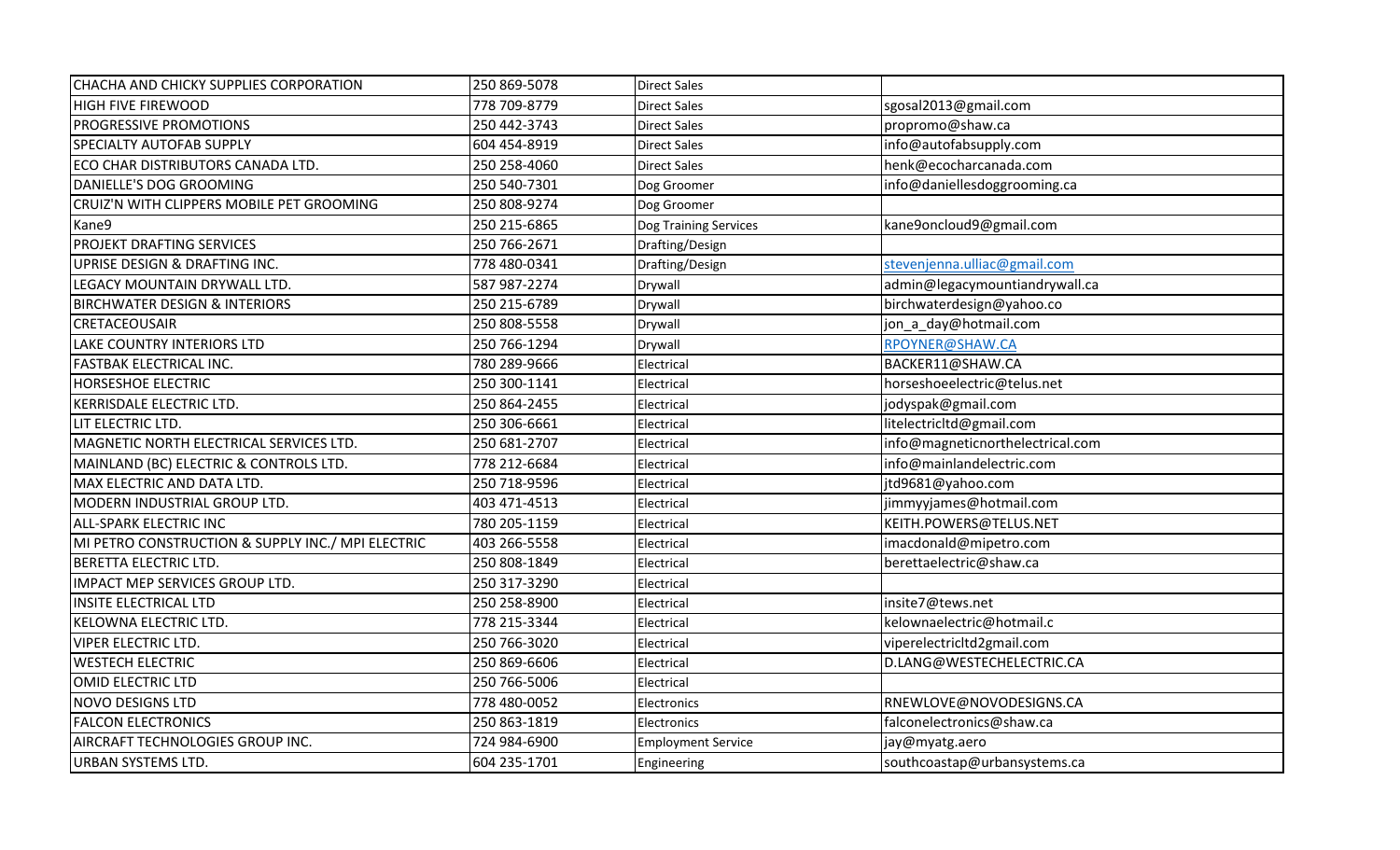| | | | |
|---|---|---|---|
| CHACHA AND CHICKY SUPPLIES CORPORATION | 250 869-5078 | Direct Sales | |
| HIGH FIVE FIREWOOD | 778 709-8779 | Direct Sales | sgosal2013@gmail.com |
| PROGRESSIVE PROMOTIONS | 250 442-3743 | Direct Sales | propromo@shaw.ca |
| SPECIALTY AUTOFAB SUPPLY | 604 454-8919 | Direct Sales | info@autofabsupply.com |
| ECO CHAR DISTRIBUTORS CANADA LTD. | 250 258-4060 | Direct Sales | henk@ecocharcanada.com |
| DANIELLE'S DOG GROOMING | 250 540-7301 | Dog Groomer | info@daniellesdoggrooming.ca |
| CRUIZ'N WITH CLIPPERS MOBILE PET GROOMING | 250 808-9274 | Dog Groomer | |
| Kane9 | 250 215-6865 | Dog Training Services | kane9oncloud9@gmail.com |
| PROJEKT DRAFTING SERVICES | 250 766-2671 | Drafting/Design | |
| UPRISE DESIGN & DRAFTING INC. | 778 480-0341 | Drafting/Design | stevenjenna.ulliac@gmail.com |
| LEGACY MOUNTAIN DRYWALL LTD. | 587 987-2274 | Drywall | admin@legacymountiandrywall.ca |
| BIRCHWATER DESIGN & INTERIORS | 250 215-6789 | Drywall | birchwaterdesign@yahoo.co |
| CRETACEOUSAIR | 250 808-5558 | Drywall | jon_a_day@hotmail.com |
| LAKE COUNTRY INTERIORS LTD | 250 766-1294 | Drywall | RPOYNER@SHAW.CA |
| FASTBAK ELECTRICAL INC. | 780 289-9666 | Electrical | BACKER11@SHAW.CA |
| HORSESHOE ELECTRIC | 250 300-1141 | Electrical | horseshoeelectric@telus.net |
| KERRISDALE ELECTRIC LTD. | 250 864-2455 | Electrical | jodyspak@gmail.com |
| LIT ELECTRIC LTD. | 250 306-6661 | Electrical | litelectricltd@gmail.com |
| MAGNETIC NORTH ELECTRICAL SERVICES LTD. | 250 681-2707 | Electrical | info@magneticnorthelectrical.com |
| MAINLAND (BC) ELECTRIC & CONTROLS LTD. | 778 212-6684 | Electrical | info@mainlandelectric.com |
| MAX ELECTRIC AND DATA LTD. | 250 718-9596 | Electrical | jtd9681@yahoo.com |
| MODERN INDUSTRIAL GROUP LTD. | 403 471-4513 | Electrical | jimmyyjames@hotmail.com |
| ALL-SPARK ELECTRIC INC | 780 205-1159 | Electrical | KEITH.POWERS@TELUS.NET |
| MI PETRO CONSTRUCTION & SUPPLY INC./ MPI ELECTRIC | 403 266-5558 | Electrical | imacdonald@mipetro.com |
| BERETTA ELECTRIC LTD. | 250 808-1849 | Electrical | berettaelectric@shaw.ca |
| IMPACT MEP SERVICES GROUP LTD. | 250 317-3290 | Electrical | |
| INSITE ELECTRICAL LTD | 250 258-8900 | Electrical | insite7@tews.net |
| KELOWNA ELECTRIC LTD. | 778 215-3344 | Electrical | kelownaelectric@hotmail.c |
| VIPER ELECTRIC LTD. | 250 766-3020 | Electrical | viperelectricltd2gmail.com |
| WESTECH ELECTRIC | 250 869-6606 | Electrical | D.LANG@WESTECHELECTRIC.CA |
| OMID ELECTRIC LTD | 250 766-5006 | Electrical | |
| NOVO DESIGNS LTD | 778 480-0052 | Electronics | RNEWLOVE@NOVODESIGNS.CA |
| FALCON ELECTRONICS | 250 863-1819 | Electronics | falconelectronics@shaw.ca |
| AIRCRAFT TECHNOLOGIES GROUP INC. | 724 984-6900 | Employment Service | jay@myatg.aero |
| URBAN SYSTEMS LTD. | 604 235-1701 | Engineering | southcoastap@urbansystems.ca |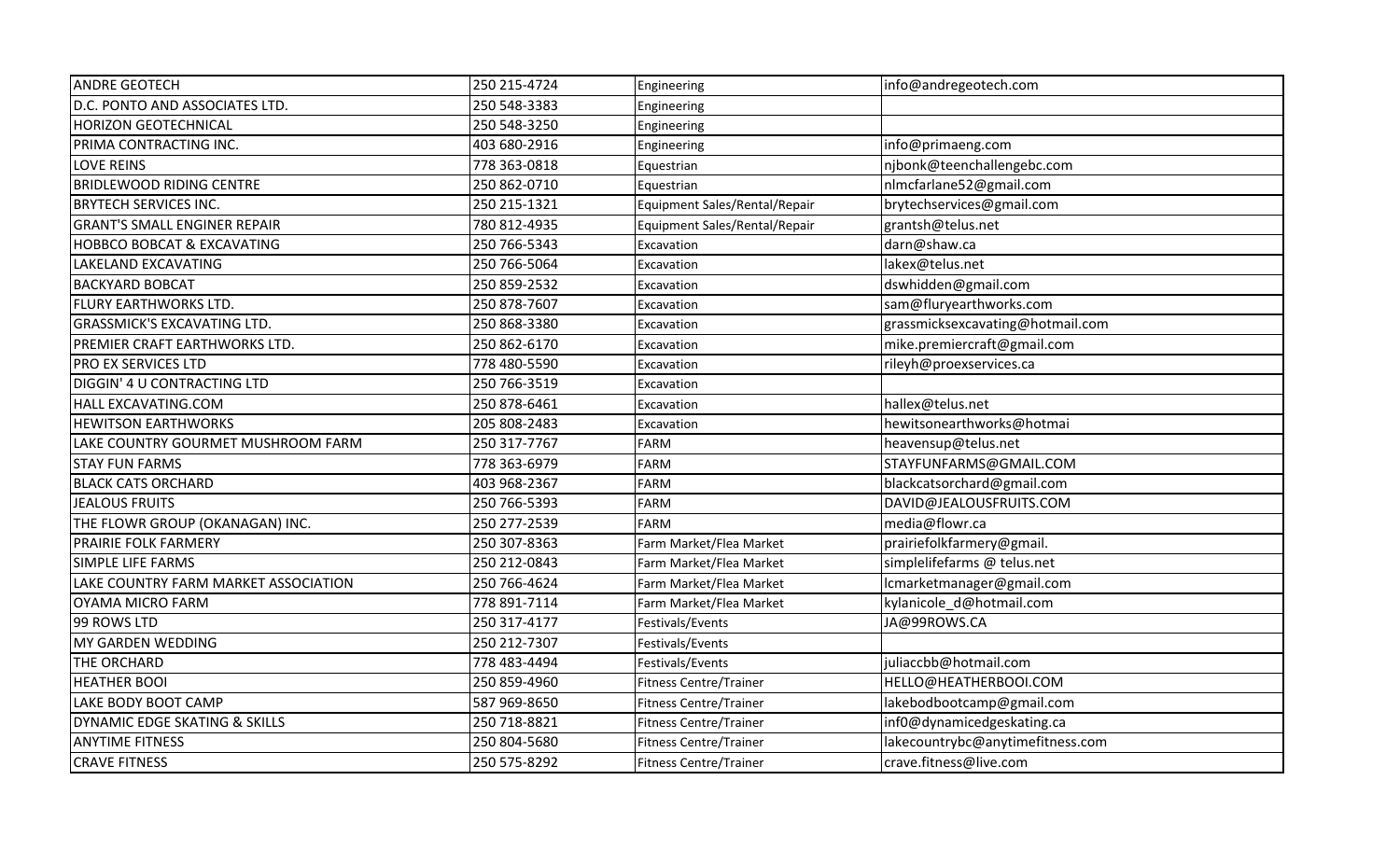| ANDRE GEOTECH | 250 215-4724 | Engineering | info@andregeotech.com |
|---|---|---|---|
| D.C. PONTO AND ASSOCIATES LTD. | 250 548-3383 | Engineering | |
| HORIZON GEOTECHNICAL | 250 548-3250 | Engineering | |
| PRIMA CONTRACTING INC. | 403 680-2916 | Engineering | info@primaeng.com |
| LOVE REINS | 778 363-0818 | Equestrian | njbonk@teenchallengebc.com |
| BRIDLEWOOD RIDING CENTRE | 250 862-0710 | Equestrian | nlmcfarlane52@gmail.com |
| BRYTECH SERVICES INC. | 250 215-1321 | Equipment Sales/Rental/Repair | brytechservices@gmail.com |
| GRANT'S SMALL ENGINER REPAIR | 780 812-4935 | Equipment Sales/Rental/Repair | grantsh@telus.net |
| HOBBCO BOBCAT & EXCAVATING | 250 766-5343 | Excavation | darn@shaw.ca |
| LAKELAND EXCAVATING | 250 766-5064 | Excavation | lakex@telus.net |
| BACKYARD BOBCAT | 250 859-2532 | Excavation | dswhidden@gmail.com |
| FLURY EARTHWORKS LTD. | 250 878-7607 | Excavation | sam@fluryearthworks.com |
| GRASSMICK'S EXCAVATING LTD. | 250 868-3380 | Excavation | grassmicksexcavating@hotmail.com |
| PREMIER CRAFT EARTHWORKS LTD. | 250 862-6170 | Excavation | mike.premiercraft@gmail.com |
| PRO EX SERVICES LTD | 778 480-5590 | Excavation | rileyh@proexservices.ca |
| DIGGIN' 4 U CONTRACTING LTD | 250 766-3519 | Excavation | |
| HALL EXCAVATING.COM | 250 878-6461 | Excavation | hallex@telus.net |
| HEWITSON EARTHWORKS | 205 808-2483 | Excavation | hewitsonearthworks@hotmai |
| LAKE COUNTRY GOURMET MUSHROOM FARM | 250 317-7767 | FARM | heavensup@telus.net |
| STAY FUN FARMS | 778 363-6979 | FARM | STAYFUNFARMS@GMAIL.COM |
| BLACK CATS ORCHARD | 403 968-2367 | FARM | blackcatsorchard@gmail.com |
| JEALOUS FRUITS | 250 766-5393 | FARM | DAVID@JEALOUSFRUITS.COM |
| THE FLOWR GROUP (OKANAGAN) INC. | 250 277-2539 | FARM | media@flowr.ca |
| PRAIRIE FOLK FARMERY | 250 307-8363 | Farm Market/Flea Market | prairiefolkfarmery@gmail. |
| SIMPLE LIFE FARMS | 250 212-0843 | Farm Market/Flea Market | simplelifefarms @ telus.net |
| LAKE COUNTRY FARM MARKET ASSOCIATION | 250 766-4624 | Farm Market/Flea Market | lcmarketmanager@gmail.com |
| OYAMA MICRO FARM | 778 891-7114 | Farm Market/Flea Market | kylanicole_d@hotmail.com |
| 99 ROWS LTD | 250 317-4177 | Festivals/Events | JA@99ROWS.CA |
| MY GARDEN WEDDING | 250 212-7307 | Festivals/Events | |
| THE ORCHARD | 778 483-4494 | Festivals/Events | juliaccbb@hotmail.com |
| HEATHER BOOI | 250 859-4960 | Fitness Centre/Trainer | HELLO@HEATHERBOOI.COM |
| LAKE BODY BOOT CAMP | 587 969-8650 | Fitness Centre/Trainer | lakebodbootcamp@gmail.com |
| DYNAMIC EDGE SKATING & SKILLS | 250 718-8821 | Fitness Centre/Trainer | inf0@dynamicedgeskating.ca |
| ANYTIME FITNESS | 250 804-5680 | Fitness Centre/Trainer | lakecountrybc@anytimefitness.com |
| CRAVE FITNESS | 250 575-8292 | Fitness Centre/Trainer | crave.fitness@live.com |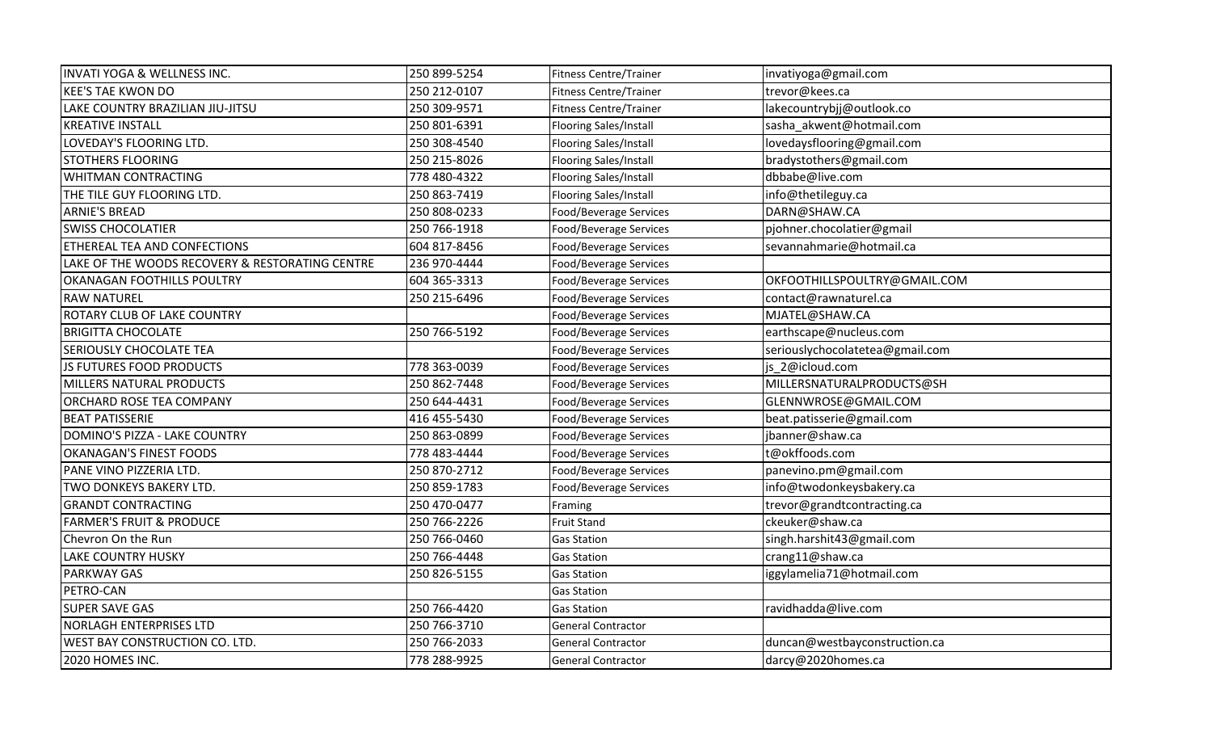| | | | |
|---|---|---|---|
| INVATI YOGA & WELLNESS INC. | 250 899-5254 | Fitness Centre/Trainer | invatiyoga@gmail.com |
| KEE'S TAE KWON DO | 250 212-0107 | Fitness Centre/Trainer | trevor@kees.ca |
| LAKE COUNTRY BRAZILIAN JIU-JITSU | 250 309-9571 | Fitness Centre/Trainer | lakecountrybjj@outlook.co |
| KREATIVE INSTALL | 250 801-6391 | Flooring Sales/Install | sasha_akwent@hotmail.com |
| LOVEDAY'S FLOORING LTD. | 250 308-4540 | Flooring Sales/Install | lovedaysflooring@gmail.com |
| STOTHERS FLOORING | 250 215-8026 | Flooring Sales/Install | bradystothers@gmail.com |
| WHITMAN CONTRACTING | 778 480-4322 | Flooring Sales/Install | dbbabe@live.com |
| THE TILE GUY FLOORING LTD. | 250 863-7419 | Flooring Sales/Install | info@thetileguy.ca |
| ARNIE'S BREAD | 250 808-0233 | Food/Beverage Services | DARN@SHAW.CA |
| SWISS CHOCOLATIER | 250 766-1918 | Food/Beverage Services | pjohner.chocolatier@gmail |
| ETHEREAL TEA AND CONFECTIONS | 604 817-8456 | Food/Beverage Services | sevannahmarie@hotmail.ca |
| LAKE OF THE WOODS RECOVERY & RESTORATING CENTRE | 236 970-4444 | Food/Beverage Services | |
| OKANAGAN FOOTHILLS POULTRY | 604 365-3313 | Food/Beverage Services | OKFOOTHILLSPOULTRY@GMAIL.COM |
| RAW NATUREL | 250 215-6496 | Food/Beverage Services | contact@rawnaturel.ca |
| ROTARY CLUB OF LAKE COUNTRY | | Food/Beverage Services | MJATEL@SHAW.CA |
| BRIGITTA CHOCOLATE | 250 766-5192 | Food/Beverage Services | earthscape@nucleus.com |
| SERIOUSLY CHOCOLATE TEA | | Food/Beverage Services | seriouslychocolatetea@gmail.com |
| JS FUTURES FOOD PRODUCTS | 778 363-0039 | Food/Beverage Services | js_2@icloud.com |
| MILLERS NATURAL PRODUCTS | 250 862-7448 | Food/Beverage Services | MILLERSNATURALPRODUCTS@SH |
| ORCHARD ROSE TEA COMPANY | 250 644-4431 | Food/Beverage Services | GLENNWROSE@GMAIL.COM |
| BEAT PATISSERIE | 416 455-5430 | Food/Beverage Services | beat.patisserie@gmail.com |
| DOMINO'S PIZZA - LAKE COUNTRY | 250 863-0899 | Food/Beverage Services | jbanner@shaw.ca |
| OKANAGAN'S FINEST FOODS | 778 483-4444 | Food/Beverage Services | t@okffoods.com |
| PANE VINO PIZZERIA LTD. | 250 870-2712 | Food/Beverage Services | panevino.pm@gmail.com |
| TWO DONKEYS BAKERY LTD. | 250 859-1783 | Food/Beverage Services | info@twodonkeysbakery.ca |
| GRANDT CONTRACTING | 250 470-0477 | Framing | trevor@grandtcontracting.ca |
| FARMER'S FRUIT & PRODUCE | 250 766-2226 | Fruit Stand | ckeuker@shaw.ca |
| Chevron On the Run | 250 766-0460 | Gas Station | singh.harshit43@gmail.com |
| LAKE COUNTRY HUSKY | 250 766-4448 | Gas Station | crang11@shaw.ca |
| PARKWAY GAS | 250 826-5155 | Gas Station | iggylamelia71@hotmail.com |
| PETRO-CAN | | Gas Station | |
| SUPER SAVE GAS | 250 766-4420 | Gas Station | ravidhadda@live.com |
| NORLAGH ENTERPRISES LTD | 250 766-3710 | General Contractor | |
| WEST BAY CONSTRUCTION CO. LTD. | 250 766-2033 | General Contractor | duncan@westbayconstruction.ca |
| 2020 HOMES INC. | 778 288-9925 | General Contractor | darcy@2020homes.ca |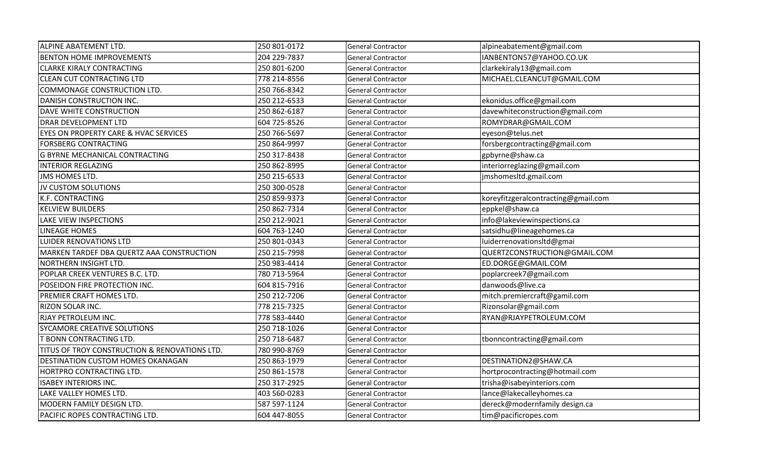| ALPINE ABATEMENT LTD. | 250 801-0172 | General Contractor | alpineabatement@gmail.com |
|---|---|---|---|
| BENTON HOME IMPROVEMENTS | 204 229-7837 | General Contractor | IANBENTON57@YAHOO.CO.UK |
| CLARKE KIRALY CONTRACTING | 250 801-6200 | General Contractor | clarkekiraly13@gmail.com |
| CLEAN CUT CONTRACTING LTD | 778 214-8556 | General Contractor | MICHAEL.CLEANCUT@GMAIL.COM |
| COMMONAGE CONSTRUCTION LTD. | 250 766-8342 | General Contractor | |
| DANISH CONSTRUCTION INC. | 250 212-6533 | General Contractor | ekonidus.office@gmail.com |
| DAVE WHITE CONSTRUCTION | 250 862-6187 | General Contractor | davewhiteconstruction@gmail.com |
| DRAR DEVELOPMENT LTD | 604 725-8526 | General Contractor | ROMYDRAR@GMAIL.COM |
| EYES ON PROPERTY CARE & HVAC SERVICES | 250 766-5697 | General Contractor | eyeson@telus.net |
| FORSBERG CONTRACTING | 250 864-9997 | General Contractor | forsbergcontracting@gmail.com |
| G BYRNE MECHANICAL CONTRACTING | 250 317-8438 | General Contractor | gpbyrne@shaw.ca |
| INTERIOR REGLAZING | 250 862-8995 | General Contractor | interiorreglazing@gmail.com |
| JMS HOMES LTD. | 250 215-6533 | General Contractor | jmshomesltd.gmail.com |
| JV CUSTOM SOLUTIONS | 250 300-0528 | General Contractor | |
| K.F. CONTRACTING | 250 859-9373 | General Contractor | koreyfitzgeralcontracting@gmail.com |
| KELVIEW BUILDERS | 250 862-7314 | General Contractor | eppkel@shaw.ca |
| LAKE VIEW INSPECTIONS | 250 212-9021 | General Contractor | info@lakeviewinspections.ca |
| LINEAGE HOMES | 604 763-1240 | General Contractor | satsidhu@lineagehomes.ca |
| LUIDER RENOVATIONS LTD | 250 801-0343 | General Contractor | luiderrenovationsltd@gmai |
| MARKEN TARDEF DBA QUERTZ AAA CONSTRUCTION | 250 215-7998 | General Contractor | QUERTZCONSTRUCTION@GMAIL.COM |
| NORTHERN INSIGHT LTD. | 250 983-4414 | General Contractor | ED.DORGE@GMAIL.COM |
| POPLAR CREEK VENTURES B.C. LTD. | 780 713-5964 | General Contractor | poplarcreek7@gmail.com |
| POSEIDON FIRE PROTECTION INC. | 604 815-7916 | General Contractor | danwoods@live.ca |
| PREMIER CRAFT HOMES LTD. | 250 212-7206 | General Contractor | mitch.premiercraft@gamil.com |
| RIZON SOLAR INC. | 778 215-7325 | General Contractor | Rizonsolar@gmail.com |
| RJAY PETROLEUM INC. | 778 583-4440 | General Contractor | RYAN@RJAYPETROLEUM.COM |
| SYCAMORE CREATIVE SOLUTIONS | 250 718-1026 | General Contractor | |
| T BONN CONTRACTING LTD. | 250 718-6487 | General Contractor | tbonncontracting@gmail.com |
| TITUS OF TROY CONSTRUCTION & RENOVATIONS LTD. | 780 990-8769 | General Contractor | |
| DESTINATION CUSTOM HOMES OKANAGAN | 250 863-1979 | General Contractor | DESTINATION2@SHAW.CA |
| HORTPRO CONTRACTING LTD. | 250 861-1578 | General Contractor | hortprocontracting@hotmail.com |
| ISABEY INTERIORS INC. | 250 317-2925 | General Contractor | trisha@isabeyinteriors.com |
| LAKE VALLEY HOMES LTD. | 403 560-0283 | General Contractor | lance@lakecalleyhomes.ca |
| MODERN FAMILY DESIGN LTD. | 587 597-1124 | General Contractor | dereck@modernfamily design.ca |
| PACIFIC ROPES CONTRACTING LTD. | 604 447-8055 | General Contractor | tim@pacificropes.com |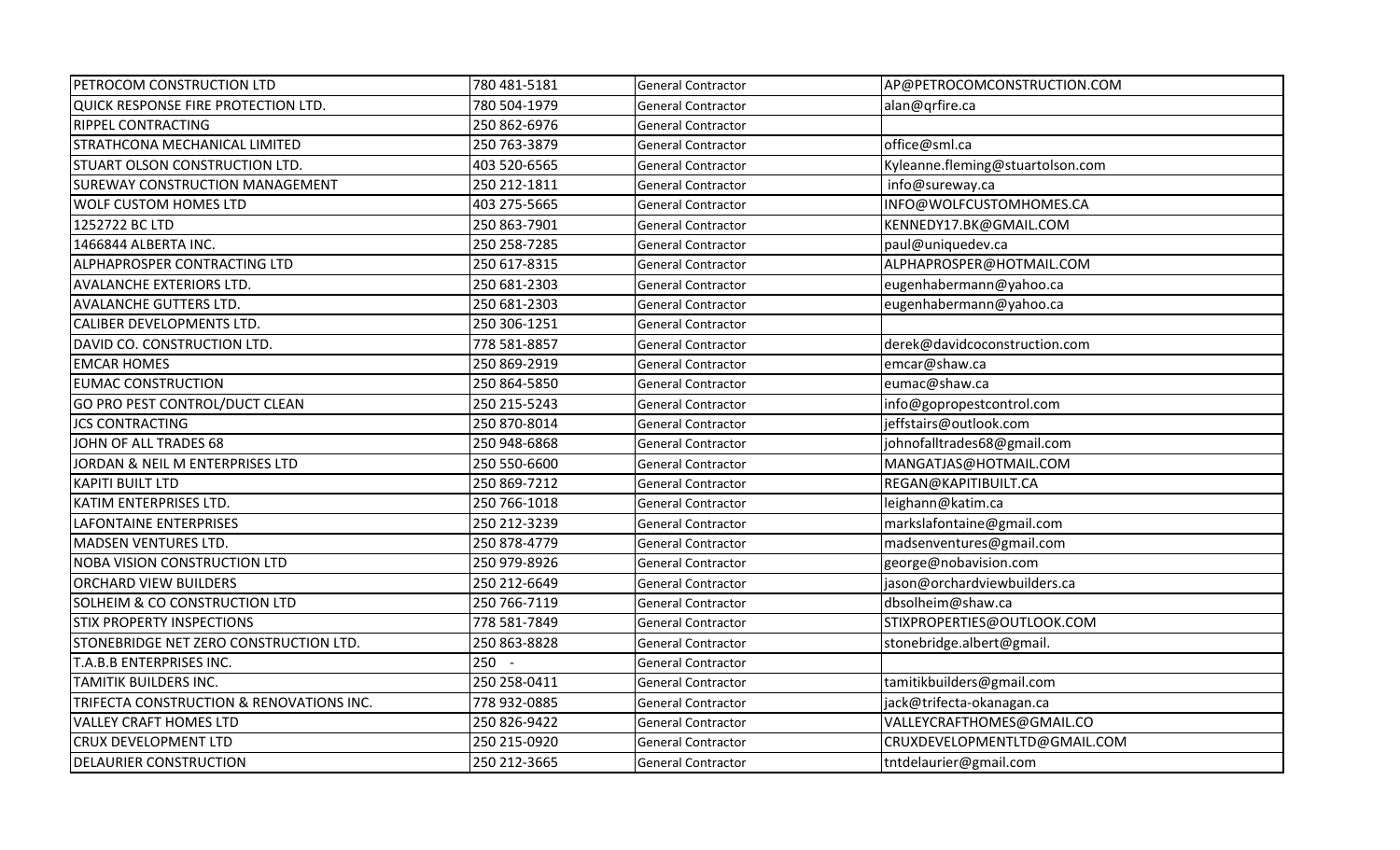| PETROCOM CONSTRUCTION LTD | 780 481-5181 | General Contractor | AP@PETROCOMCONSTRUCTION.COM |
|---|---|---|---|
| QUICK RESPONSE FIRE PROTECTION LTD. | 780 504-1979 | General Contractor | alan@qrfire.ca |
| RIPPEL CONTRACTING | 250 862-6976 | General Contractor | |
| STRATHCONA MECHANICAL LIMITED | 250 763-3879 | General Contractor | office@sml.ca |
| STUART OLSON CONSTRUCTION LTD. | 403 520-6565 | General Contractor | Kyleanne.fleming@stuartolson.com |
| SUREWAY CONSTRUCTION MANAGEMENT | 250 212-1811 | General Contractor | info@sureway.ca |
| WOLF CUSTOM HOMES LTD | 403 275-5665 | General Contractor | INFO@WOLFCUSTOMHOMES.CA |
| 1252722 BC LTD | 250 863-7901 | General Contractor | KENNEDY17.BK@GMAIL.COM |
| 1466844 ALBERTA INC. | 250 258-7285 | General Contractor | paul@uniquedev.ca |
| ALPHAPROSPER CONTRACTING LTD | 250 617-8315 | General Contractor | ALPHAPROSPER@HOTMAIL.COM |
| AVALANCHE EXTERIORS LTD. | 250 681-2303 | General Contractor | eugenhabermann@yahoo.ca |
| AVALANCHE GUTTERS LTD. | 250 681-2303 | General Contractor | eugenhabermann@yahoo.ca |
| CALIBER DEVELOPMENTS LTD. | 250 306-1251 | General Contractor | |
| DAVID CO. CONSTRUCTION LTD. | 778 581-8857 | General Contractor | derek@davidcoconstruction.com |
| EMCAR HOMES | 250 869-2919 | General Contractor | emcar@shaw.ca |
| EUMAC CONSTRUCTION | 250 864-5850 | General Contractor | eumac@shaw.ca |
| GO PRO PEST CONTROL/DUCT CLEAN | 250 215-5243 | General Contractor | info@gopropestcontrol.com |
| JCS CONTRACTING | 250 870-8014 | General Contractor | jeffstairs@outlook.com |
| JOHN OF ALL TRADES 68 | 250 948-6868 | General Contractor | johnofalltrades68@gmail.com |
| JORDAN & NEIL M ENTERPRISES LTD | 250 550-6600 | General Contractor | MANGATJAS@HOTMAIL.COM |
| KAPITI BUILT LTD | 250 869-7212 | General Contractor | REGAN@KAPITIBUILT.CA |
| KATIM ENTERPRISES LTD. | 250 766-1018 | General Contractor | leighann@katim.ca |
| LAFONTAINE ENTERPRISES | 250 212-3239 | General Contractor | markslafontaine@gmail.com |
| MADSEN VENTURES LTD. | 250 878-4779 | General Contractor | madsenventures@gmail.com |
| NOBA VISION CONSTRUCTION LTD | 250 979-8926 | General Contractor | george@nobavision.com |
| ORCHARD VIEW BUILDERS | 250 212-6649 | General Contractor | jason@orchardviewbuilders.ca |
| SOLHEIM & CO CONSTRUCTION LTD | 250 766-7119 | General Contractor | dbsolheim@shaw.ca |
| STIX PROPERTY INSPECTIONS | 778 581-7849 | General Contractor | STIXPROPERTIES@OUTLOOK.COM |
| STONEBRIDGE NET ZERO CONSTRUCTION LTD. | 250 863-8828 | General Contractor | stonebridge.albert@gmail. |
| T.A.B.B ENTERPRISES INC. | 250 - | General Contractor | |
| TAMITIK BUILDERS INC. | 250 258-0411 | General Contractor | tamitikbuilders@gmail.com |
| TRIFECTA CONSTRUCTION & RENOVATIONS INC. | 778 932-0885 | General Contractor | jack@trifecta-okanagan.ca |
| VALLEY CRAFT HOMES LTD | 250 826-9422 | General Contractor | VALLEYCRAFTHOMES@GMAIL.CO |
| CRUX DEVELOPMENT LTD | 250 215-0920 | General Contractor | CRUXDEVELOPMENTLTD@GMAIL.COM |
| DELAURIER CONSTRUCTION | 250 212-3665 | General Contractor | tntdelaurier@gmail.com |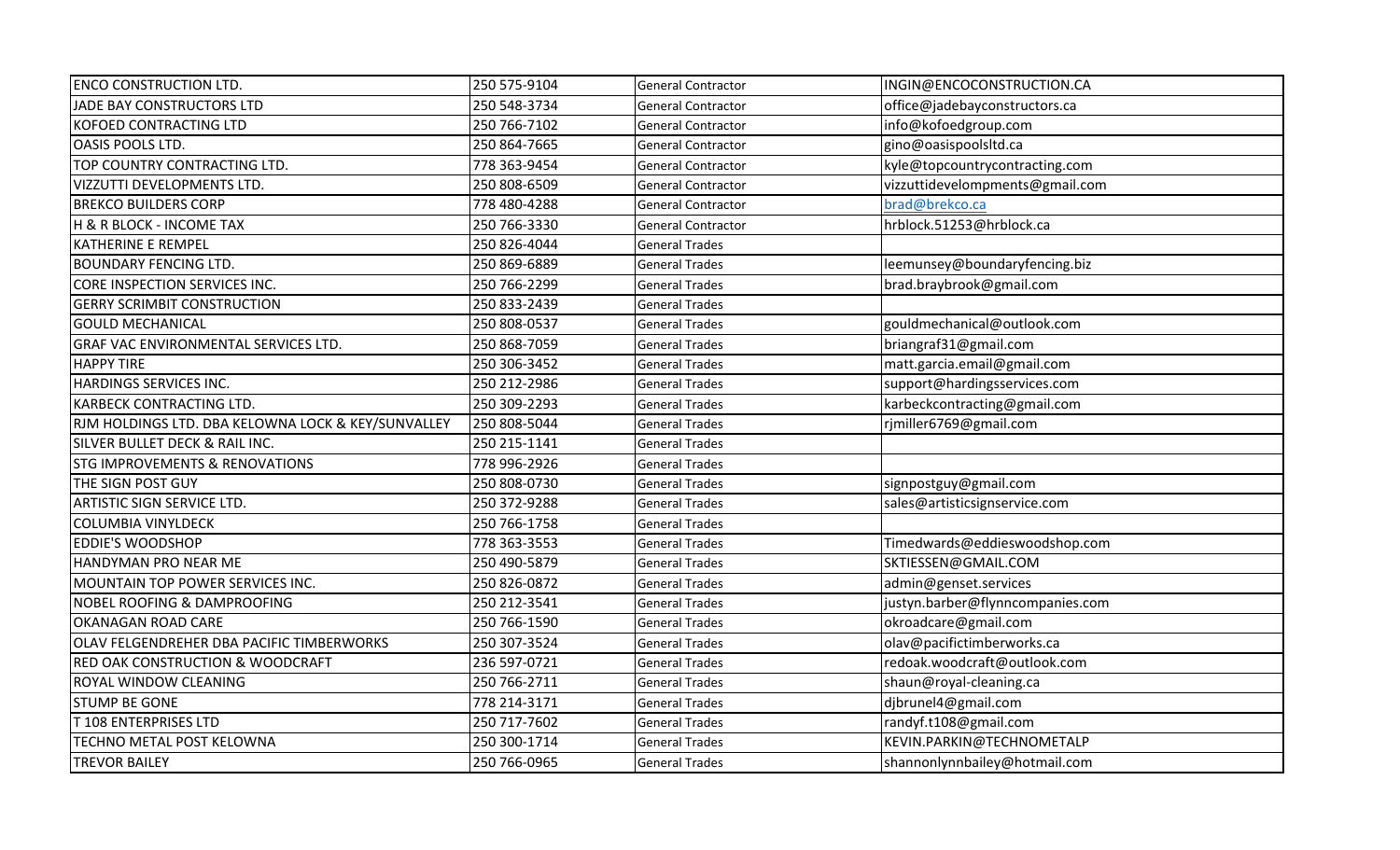| ENCO CONSTRUCTION LTD. | 250 575-9104 | General Contractor | INGIN@ENCOCONSTRUCTION.CA |
|---|---|---|---|
| JADE BAY CONSTRUCTORS LTD | 250 548-3734 | General Contractor | office@jadebayconstructors.ca |
| KOFOED CONTRACTING LTD | 250 766-7102 | General Contractor | info@kofoedgroup.com |
| OASIS POOLS LTD. | 250 864-7665 | General Contractor | gino@oasispoolsltd.ca |
| TOP COUNTRY CONTRACTING LTD. | 778 363-9454 | General Contractor | kyle@topcountrycontracting.com |
| VIZZUTTI DEVELOPMENTS LTD. | 250 808-6509 | General Contractor | vizzuttidevelompments@gmail.com |
| BREKCO BUILDERS CORP | 778 480-4288 | General Contractor | brad@brekco.ca |
| H & R BLOCK - INCOME TAX | 250 766-3330 | General Contractor | hrblock.51253@hrblock.ca |
| KATHERINE E REMPEL | 250 826-4044 | General Trades | |
| BOUNDARY FENCING LTD. | 250 869-6889 | General Trades | leemunsey@boundaryfencing.biz |
| CORE INSPECTION SERVICES INC. | 250 766-2299 | General Trades | brad.braybrook@gmail.com |
| GERRY SCRIMBIT CONSTRUCTION | 250 833-2439 | General Trades | |
| GOULD MECHANICAL | 250 808-0537 | General Trades | gouldmechanical@outlook.com |
| GRAF VAC ENVIRONMENTAL SERVICES LTD. | 250 868-7059 | General Trades | briangraf31@gmail.com |
| HAPPY TIRE | 250 306-3452 | General Trades | matt.garcia.email@gmail.com |
| HARDINGS SERVICES INC. | 250 212-2986 | General Trades | support@hardingsservices.com |
| KARBECK CONTRACTING LTD. | 250 309-2293 | General Trades | karbeckcontracting@gmail.com |
| RJM HOLDINGS LTD. DBA KELOWNA LOCK & KEY/SUNVALLEY | 250 808-5044 | General Trades | rjmiller6769@gmail.com |
| SILVER BULLET DECK & RAIL INC. | 250 215-1141 | General Trades | |
| STG IMPROVEMENTS & RENOVATIONS | 778 996-2926 | General Trades | |
| THE SIGN POST GUY | 250 808-0730 | General Trades | signpostguy@gmail.com |
| ARTISTIC SIGN SERVICE LTD. | 250 372-9288 | General Trades | sales@artisticsignservice.com |
| COLUMBIA VINYLDECK | 250 766-1758 | General Trades | |
| EDDIE'S WOODSHOP | 778 363-3553 | General Trades | Timedwards@eddieswoodshop.com |
| HANDYMAN PRO NEAR ME | 250 490-5879 | General Trades | SKTIESSEN@GMAIL.COM |
| MOUNTAIN TOP POWER SERVICES INC. | 250 826-0872 | General Trades | admin@genset.services |
| NOBEL ROOFING & DAMPROOFING | 250 212-3541 | General Trades | justyn.barber@flynncompanies.com |
| OKANAGAN ROAD CARE | 250 766-1590 | General Trades | okroadcare@gmail.com |
| OLAV FELGENDREHER DBA PACIFIC TIMBERWORKS | 250 307-3524 | General Trades | olav@pacifictimberworks.ca |
| RED OAK CONSTRUCTION & WOODCRAFT | 236 597-0721 | General Trades | redoak.woodcraft@outlook.com |
| ROYAL WINDOW CLEANING | 250 766-2711 | General Trades | shaun@royal-cleaning.ca |
| STUMP BE GONE | 778 214-3171 | General Trades | djbrunel4@gmail.com |
| T 108 ENTERPRISES LTD | 250 717-7602 | General Trades | randyf.t108@gmail.com |
| TECHNO METAL POST KELOWNA | 250 300-1714 | General Trades | KEVIN.PARKIN@TECHNOMETALP |
| TREVOR BAILEY | 250 766-0965 | General Trades | shannonlynnbailey@hotmail.com |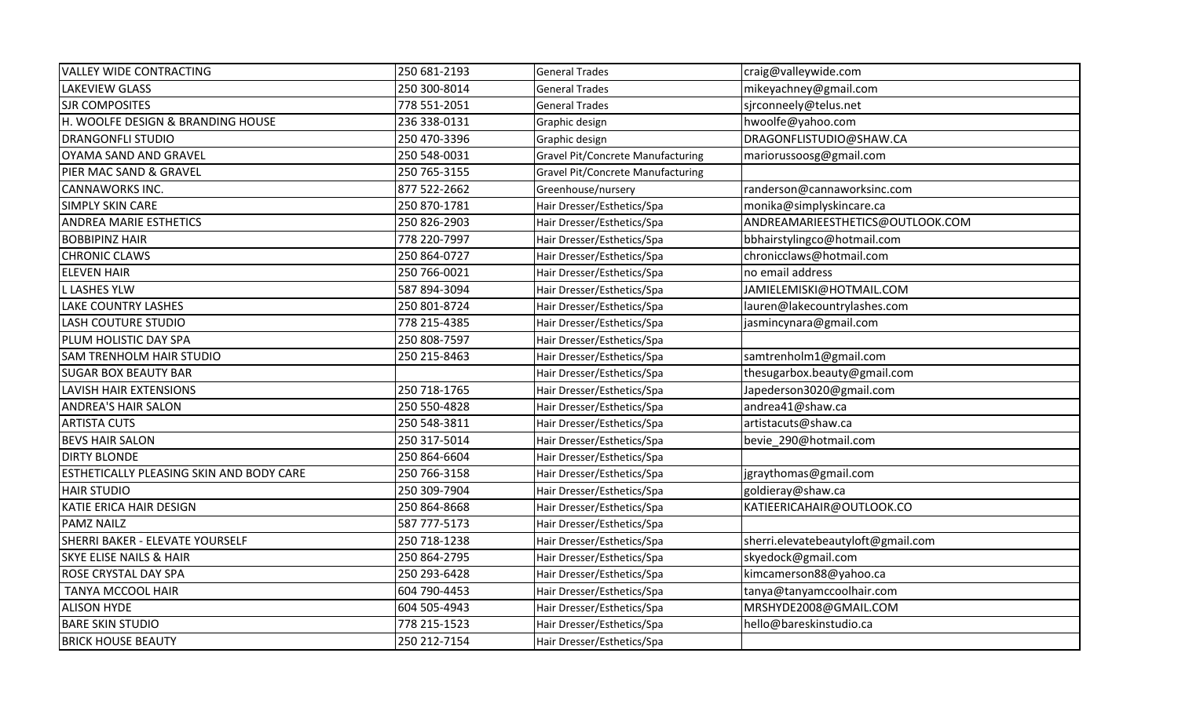| VALLEY WIDE CONTRACTING | 250 681-2193 | General Trades | craig@valleywide.com |
|---|---|---|---|
| LAKEVIEW GLASS | 250 300-8014 | General Trades | mikeyachney@gmail.com |
| SJR COMPOSITES | 778 551-2051 | General Trades | sjrconneely@telus.net |
| H. WOOLFE DESIGN & BRANDING HOUSE | 236 338-0131 | Graphic design | hwoolfe@yahoo.com |
| DRANGONFLI STUDIO | 250 470-3396 | Graphic design | DRAGONFLISTUDIO@SHAW.CA |
| OYAMA SAND AND GRAVEL | 250 548-0031 | Gravel Pit/Concrete Manufacturing | mariorussoosg@gmail.com |
| PIER MAC SAND & GRAVEL | 250 765-3155 | Gravel Pit/Concrete Manufacturing | |
| CANNAWORKS INC. | 877 522-2662 | Greenhouse/nursery | randerson@cannaworksinc.com |
| SIMPLY SKIN CARE | 250 870-1781 | Hair Dresser/Esthetics/Spa | monika@simplyskincare.ca |
| ANDREA MARIE ESTHETICS | 250 826-2903 | Hair Dresser/Esthetics/Spa | ANDREAMARIEESTHETICS@OUTLOOK.COM |
| BOBBIPINZ HAIR | 778 220-7997 | Hair Dresser/Esthetics/Spa | bbhairstylingco@hotmail.com |
| CHRONIC CLAWS | 250 864-0727 | Hair Dresser/Esthetics/Spa | chronicclaws@hotmail.com |
| ELEVEN HAIR | 250 766-0021 | Hair Dresser/Esthetics/Spa | no email address |
| L LASHES YLW | 587 894-3094 | Hair Dresser/Esthetics/Spa | JAMIELEMISKI@HOTMAIL.COM |
| LAKE COUNTRY LASHES | 250 801-8724 | Hair Dresser/Esthetics/Spa | lauren@lakecountrylashes.com |
| LASH COUTURE STUDIO | 778 215-4385 | Hair Dresser/Esthetics/Spa | jasmincynara@gmail.com |
| PLUM HOLISTIC DAY SPA | 250 808-7597 | Hair Dresser/Esthetics/Spa | |
| SAM TRENHOLM HAIR STUDIO | 250 215-8463 | Hair Dresser/Esthetics/Spa | samtrenholm1@gmail.com |
| SUGAR BOX BEAUTY BAR | | Hair Dresser/Esthetics/Spa | thesugarbox.beauty@gmail.com |
| LAVISH HAIR EXTENSIONS | 250 718-1765 | Hair Dresser/Esthetics/Spa | Japederson3020@gmail.com |
| ANDREA'S HAIR SALON | 250 550-4828 | Hair Dresser/Esthetics/Spa | andrea41@shaw.ca |
| ARTISTA CUTS | 250 548-3811 | Hair Dresser/Esthetics/Spa | artistacuts@shaw.ca |
| BEVS HAIR SALON | 250 317-5014 | Hair Dresser/Esthetics/Spa | bevie_290@hotmail.com |
| DIRTY BLONDE | 250 864-6604 | Hair Dresser/Esthetics/Spa | |
| ESTHETICALLY PLEASING SKIN AND BODY CARE | 250 766-3158 | Hair Dresser/Esthetics/Spa | jgraythomas@gmail.com |
| HAIR STUDIO | 250 309-7904 | Hair Dresser/Esthetics/Spa | goldieray@shaw.ca |
| KATIE ERICA HAIR DESIGN | 250 864-8668 | Hair Dresser/Esthetics/Spa | KATIEERICAHAIR@OUTLOOK.CO |
| PAMZ NAILZ | 587 777-5173 | Hair Dresser/Esthetics/Spa | |
| SHERRI BAKER - ELEVATE YOURSELF | 250 718-1238 | Hair Dresser/Esthetics/Spa | sherri.elevatebeautyloft@gmail.com |
| SKYE ELISE NAILS & HAIR | 250 864-2795 | Hair Dresser/Esthetics/Spa | skyedock@gmail.com |
| ROSE CRYSTAL DAY SPA | 250 293-6428 | Hair Dresser/Esthetics/Spa | kimcamerson88@yahoo.ca |
| TANYA MCCOOL HAIR | 604 790-4453 | Hair Dresser/Esthetics/Spa | tanya@tanyamccoolhair.com |
| ALISON HYDE | 604 505-4943 | Hair Dresser/Esthetics/Spa | MRSHYDE2008@GMAIL.COM |
| BARE SKIN STUDIO | 778 215-1523 | Hair Dresser/Esthetics/Spa | hello@bareskinstudio.ca |
| BRICK HOUSE BEAUTY | 250 212-7154 | Hair Dresser/Esthetics/Spa | |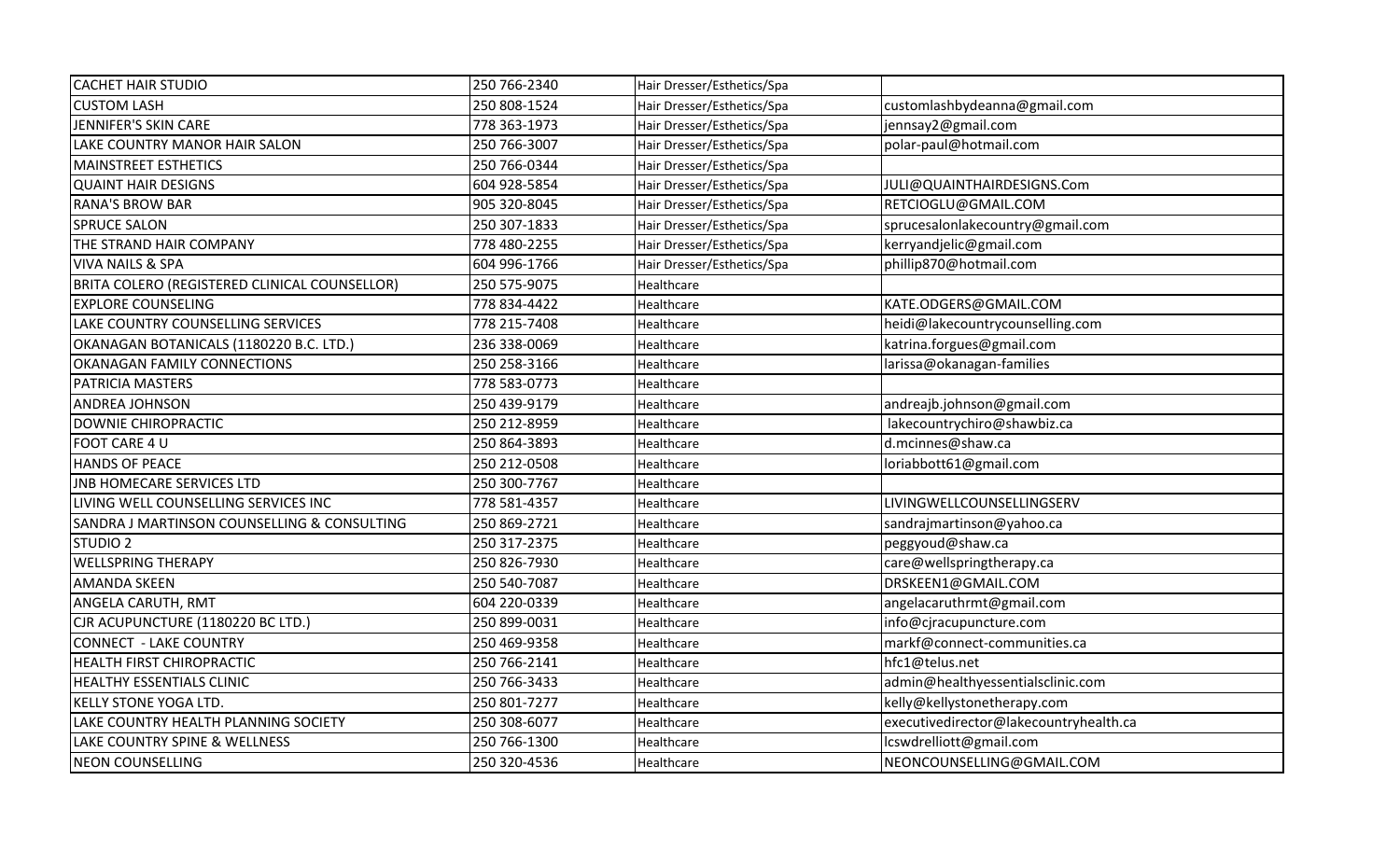| | | | |
|---|---|---|---|
| CACHET HAIR STUDIO | 250 766-2340 | Hair Dresser/Esthetics/Spa | |
| CUSTOM LASH | 250 808-1524 | Hair Dresser/Esthetics/Spa | customlashbydeanna@gmail.com |
| JENNIFER'S SKIN CARE | 778 363-1973 | Hair Dresser/Esthetics/Spa | jennsay2@gmail.com |
| LAKE COUNTRY MANOR HAIR SALON | 250 766-3007 | Hair Dresser/Esthetics/Spa | polar-paul@hotmail.com |
| MAINSTREET ESTHETICS | 250 766-0344 | Hair Dresser/Esthetics/Spa | |
| QUAINT HAIR DESIGNS | 604 928-5854 | Hair Dresser/Esthetics/Spa | JULI@QUAINTHAIRDESIGNS.Com |
| RANA'S BROW BAR | 905 320-8045 | Hair Dresser/Esthetics/Spa | RETCIOGLU@GMAIL.COM |
| SPRUCE SALON | 250 307-1833 | Hair Dresser/Esthetics/Spa | sprucesalonlakecountry@gmail.com |
| THE STRAND HAIR COMPANY | 778 480-2255 | Hair Dresser/Esthetics/Spa | kerryandjelic@gmail.com |
| VIVA NAILS & SPA | 604 996-1766 | Hair Dresser/Esthetics/Spa | phillip870@hotmail.com |
| BRITA COLERO (REGISTERED CLINICAL COUNSELLOR) | 250 575-9075 | Healthcare | |
| EXPLORE COUNSELING | 778 834-4422 | Healthcare | KATE.ODGERS@GMAIL.COM |
| LAKE COUNTRY COUNSELLING SERVICES | 778 215-7408 | Healthcare | heidi@lakecountrycounselling.com |
| OKANAGAN BOTANICALS (1180220 B.C. LTD.) | 236 338-0069 | Healthcare | katrina.forgues@gmail.com |
| OKANAGAN FAMILY CONNECTIONS | 250 258-3166 | Healthcare | larissa@okanagan-families |
| PATRICIA MASTERS | 778 583-0773 | Healthcare | |
| ANDREA JOHNSON | 250 439-9179 | Healthcare | andreajb.johnson@gmail.com |
| DOWNIE CHIROPRACTIC | 250 212-8959 | Healthcare | lakecountrychiro@shawbiz.ca |
| FOOT CARE 4 U | 250 864-3893 | Healthcare | d.mcinnes@shaw.ca |
| HANDS OF PEACE | 250 212-0508 | Healthcare | loriabbott61@gmail.com |
| JNB HOMECARE SERVICES LTD | 250 300-7767 | Healthcare | |
| LIVING WELL COUNSELLING SERVICES INC | 778 581-4357 | Healthcare | LIVINGWELLCOUNSELLINGSERV |
| SANDRA J MARTINSON COUNSELLING & CONSULTING | 250 869-2721 | Healthcare | sandrajmartinson@yahoo.ca |
| STUDIO 2 | 250 317-2375 | Healthcare | peggyoud@shaw.ca |
| WELLSPRING THERAPY | 250 826-7930 | Healthcare | care@wellspringtherapy.ca |
| AMANDA SKEEN | 250 540-7087 | Healthcare | DRSKEEN1@GMAIL.COM |
| ANGELA CARUTH, RMT | 604 220-0339 | Healthcare | angelacaruthrmt@gmail.com |
| CJR ACUPUNCTURE (1180220 BC LTD.) | 250 899-0031 | Healthcare | info@cjracupuncture.com |
| CONNECT - LAKE COUNTRY | 250 469-9358 | Healthcare | markf@connect-communities.ca |
| HEALTH FIRST CHIROPRACTIC | 250 766-2141 | Healthcare | hfc1@telus.net |
| HEALTHY ESSENTIALS CLINIC | 250 766-3433 | Healthcare | admin@healthyessentialsclinic.com |
| KELLY STONE YOGA LTD. | 250 801-7277 | Healthcare | kelly@kellystonetherapy.com |
| LAKE COUNTRY HEALTH PLANNING SOCIETY | 250 308-6077 | Healthcare | executivedirector@lakecountryhealth.ca |
| LAKE COUNTRY SPINE & WELLNESS | 250 766-1300 | Healthcare | lcswdrelliott@gmail.com |
| NEON COUNSELLING | 250 320-4536 | Healthcare | NEONCOUNSELLING@GMAIL.COM |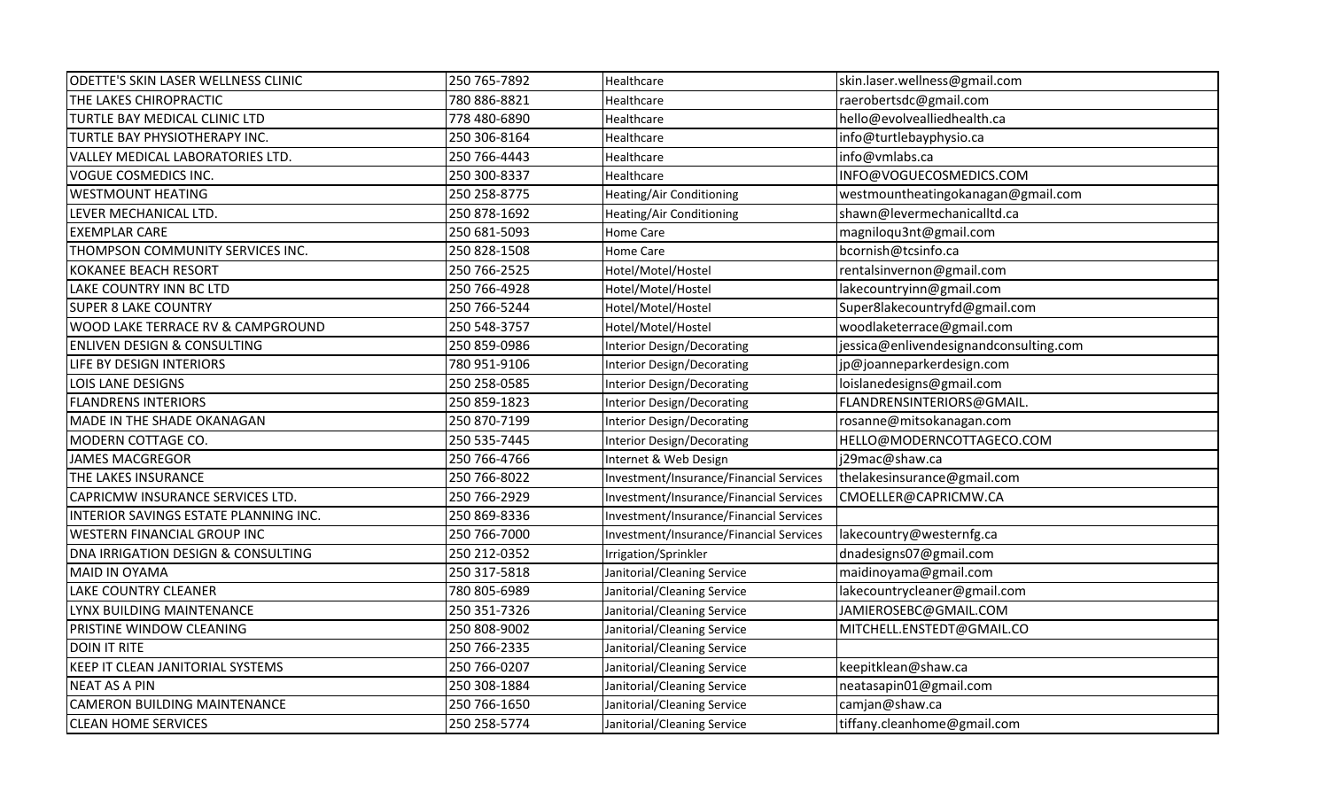| | | | |
|---|---|---|---|
| ODETTE'S SKIN LASER WELLNESS CLINIC | 250 765-7892 | Healthcare | skin.laser.wellness@gmail.com |
| THE LAKES CHIROPRACTIC | 780 886-8821 | Healthcare | raerobertsdc@gmail.com |
| TURTLE BAY MEDICAL CLINIC LTD | 778 480-6890 | Healthcare | hello@evolvealliedhealth.ca |
| TURTLE BAY PHYSIOTHERAPY INC. | 250 306-8164 | Healthcare | info@turtlebayphysio.ca |
| VALLEY MEDICAL LABORATORIES LTD. | 250 766-4443 | Healthcare | info@vmlabs.ca |
| VOGUE COSMEDICS INC. | 250 300-8337 | Healthcare | INFO@VOGUECOSMEDICS.COM |
| WESTMOUNT HEATING | 250 258-8775 | Heating/Air Conditioning | westmountheatingokanagan@gmail.com |
| LEVER MECHANICAL LTD. | 250 878-1692 | Heating/Air Conditioning | shawn@levermechanicalltd.ca |
| EXEMPLAR CARE | 250 681-5093 | Home Care | magniloqu3nt@gmail.com |
| THOMPSON COMMUNITY SERVICES INC. | 250 828-1508 | Home Care | bcornish@tcsinfo.ca |
| KOKANEE BEACH RESORT | 250 766-2525 | Hotel/Motel/Hostel | rentalsinvernon@gmail.com |
| LAKE COUNTRY INN BC LTD | 250 766-4928 | Hotel/Motel/Hostel | lakecountryinn@gmail.com |
| SUPER 8 LAKE COUNTRY | 250 766-5244 | Hotel/Motel/Hostel | Super8lakecountryfd@gmail.com |
| WOOD LAKE TERRACE RV & CAMPGROUND | 250 548-3757 | Hotel/Motel/Hostel | woodlaketerrace@gmail.com |
| ENLIVEN DESIGN & CONSULTING | 250 859-0986 | Interior Design/Decorating | jessica@enlivendesignandconsulting.com |
| LIFE BY DESIGN INTERIORS | 780 951-9106 | Interior Design/Decorating | jp@joanneparkerdesign.com |
| LOIS LANE DESIGNS | 250 258-0585 | Interior Design/Decorating | loislanedesigns@gmail.com |
| FLANDRENS INTERIORS | 250 859-1823 | Interior Design/Decorating | FLANDRENSINTERIORS@GMAIL. |
| MADE IN THE SHADE OKANAGAN | 250 870-7199 | Interior Design/Decorating | rosanne@mitsokanagan.com |
| MODERN COTTAGE CO. | 250 535-7445 | Interior Design/Decorating | HELLO@MODERNCOTTAGECO.COM |
| JAMES MACGREGOR | 250 766-4766 | Internet & Web Design | j29mac@shaw.ca |
| THE LAKES INSURANCE | 250 766-8022 | Investment/Insurance/Financial Services | thelakesinsurance@gmail.com |
| CAPRICMW INSURANCE SERVICES LTD. | 250 766-2929 | Investment/Insurance/Financial Services | CMOELLER@CAPRICMW.CA |
| INTERIOR SAVINGS ESTATE PLANNING INC. | 250 869-8336 | Investment/Insurance/Financial Services | |
| WESTERN FINANCIAL GROUP INC | 250 766-7000 | Investment/Insurance/Financial Services | lakecountry@westernfg.ca |
| DNA IRRIGATION DESIGN & CONSULTING | 250 212-0352 | Irrigation/Sprinkler | dnadesigns07@gmail.com |
| MAID IN OYAMA | 250 317-5818 | Janitorial/Cleaning Service | maidinoyama@gmail.com |
| LAKE COUNTRY CLEANER | 780 805-6989 | Janitorial/Cleaning Service | lakecountrycleaner@gmail.com |
| LYNX BUILDING MAINTENANCE | 250 351-7326 | Janitorial/Cleaning Service | JAMIEROSEBC@GMAIL.COM |
| PRISTINE WINDOW CLEANING | 250 808-9002 | Janitorial/Cleaning Service | MITCHELL.ENSTEDT@GMAIL.CO |
| DOIN IT RITE | 250 766-2335 | Janitorial/Cleaning Service | |
| KEEP IT CLEAN JANITORIAL SYSTEMS | 250 766-0207 | Janitorial/Cleaning Service | keepitklean@shaw.ca |
| NEAT AS A PIN | 250 308-1884 | Janitorial/Cleaning Service | neatasapin01@gmail.com |
| CAMERON BUILDING MAINTENANCE | 250 766-1650 | Janitorial/Cleaning Service | camjan@shaw.ca |
| CLEAN HOME SERVICES | 250 258-5774 | Janitorial/Cleaning Service | tiffany.cleanhome@gmail.com |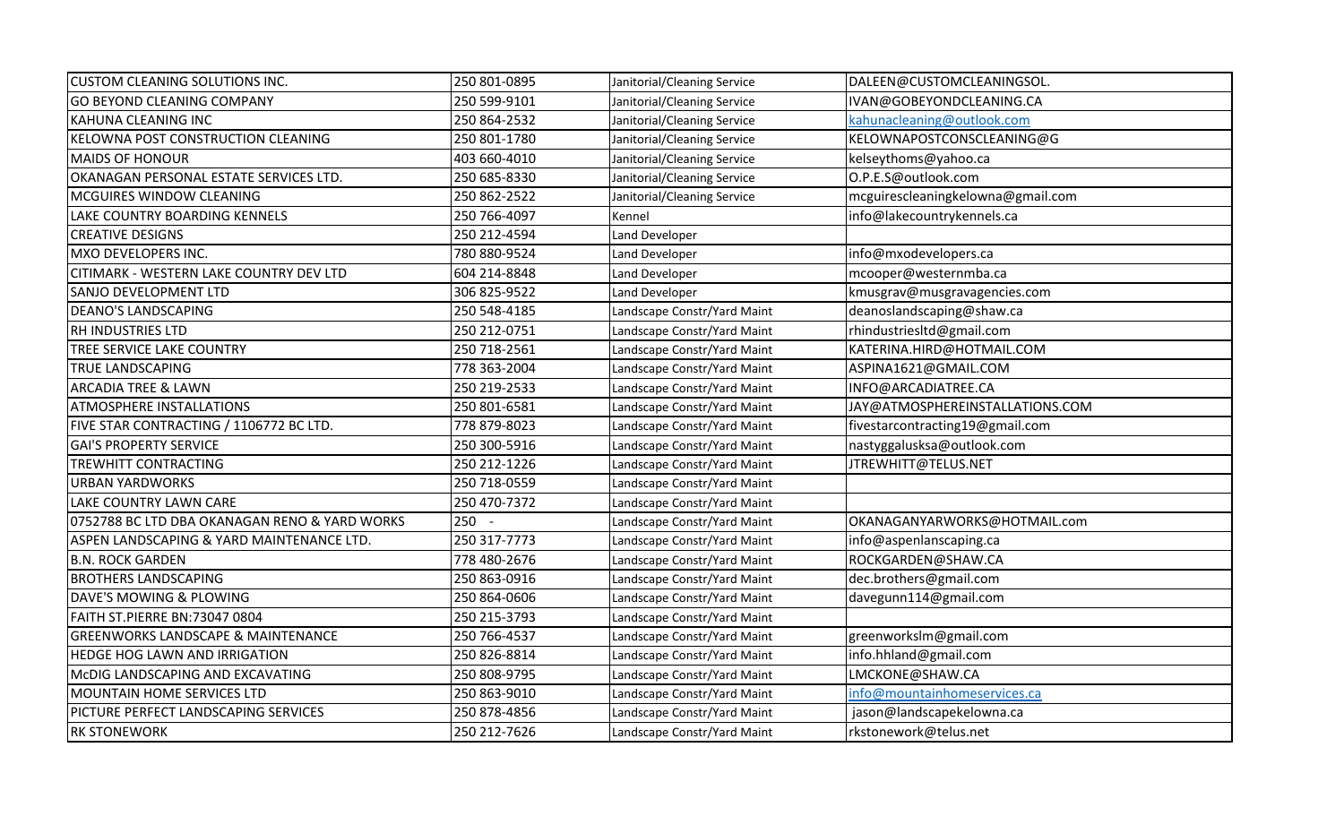| | | | |
|---|---|---|---|
| CUSTOM CLEANING SOLUTIONS INC. | 250 801-0895 | Janitorial/Cleaning Service | DALEEN@CUSTOMCLEANINGSOL. |
| GO BEYOND CLEANING COMPANY | 250 599-9101 | Janitorial/Cleaning Service | IVAN@GOBEYONDCLEANING.CA |
| KAHUNA CLEANING INC | 250 864-2532 | Janitorial/Cleaning Service | kahunacleaning@outlook.com |
| KELOWNA POST CONSTRUCTION CLEANING | 250 801-1780 | Janitorial/Cleaning Service | KELOWNAPOSTCONSCLEANING@G |
| MAIDS OF HONOUR | 403 660-4010 | Janitorial/Cleaning Service | kelseythoms@yahoo.ca |
| OKANAGAN PERSONAL ESTATE SERVICES LTD. | 250 685-8330 | Janitorial/Cleaning Service | O.P.E.S@outlook.com |
| MCGUIRES WINDOW CLEANING | 250 862-2522 | Janitorial/Cleaning Service | mcguirescleaningkelowna@gmail.com |
| LAKE COUNTRY BOARDING KENNELS | 250 766-4097 | Kennel | info@lakecountrykennels.ca |
| CREATIVE DESIGNS | 250 212-4594 | Land Developer | |
| MXO DEVELOPERS INC. | 780 880-9524 | Land Developer | info@mxodevelopers.ca |
| CITIMARK - WESTERN LAKE COUNTRY DEV LTD | 604 214-8848 | Land Developer | mcooper@westernmba.ca |
| SANJO DEVELOPMENT LTD | 306 825-9522 | Land Developer | kmusgrav@musgravagencies.com |
| DEANO'S LANDSCAPING | 250 548-4185 | Landscape Constr/Yard Maint | deanoslandscaping@shaw.ca |
| RH INDUSTRIES LTD | 250 212-0751 | Landscape Constr/Yard Maint | rhindustriesltd@gmail.com |
| TREE SERVICE LAKE COUNTRY | 250 718-2561 | Landscape Constr/Yard Maint | KATERINA.HIRD@HOTMAIL.COM |
| TRUE LANDSCAPING | 778 363-2004 | Landscape Constr/Yard Maint | ASPINA1621@GMAIL.COM |
| ARCADIA TREE & LAWN | 250 219-2533 | Landscape Constr/Yard Maint | INFO@ARCADIATREE.CA |
| ATMOSPHERE INSTALLATIONS | 250 801-6581 | Landscape Constr/Yard Maint | JAY@ATMOSPHEREINSTALLATIONS.COM |
| FIVE STAR CONTRACTING / 1106772 BC LTD. | 778 879-8023 | Landscape Constr/Yard Maint | fivestarcontracting19@gmail.com |
| GAI'S PROPERTY SERVICE | 250 300-5916 | Landscape Constr/Yard Maint | nastyggalusksa@outlook.com |
| TREWHITT CONTRACTING | 250 212-1226 | Landscape Constr/Yard Maint | JTREWHITT@TELUS.NET |
| URBAN YARDWORKS | 250 718-0559 | Landscape Constr/Yard Maint | |
| LAKE COUNTRY LAWN CARE | 250 470-7372 | Landscape Constr/Yard Maint | |
| 0752788 BC LTD DBA OKANAGAN RENO & YARD WORKS | 250 - | Landscape Constr/Yard Maint | OKANAGANYARWORKS@HOTMAIL.com |
| ASPEN LANDSCAPING & YARD MAINTENANCE LTD. | 250 317-7773 | Landscape Constr/Yard Maint | info@aspenlanscaping.ca |
| B.N. ROCK GARDEN | 778 480-2676 | Landscape Constr/Yard Maint | ROCKGARDEN@SHAW.CA |
| BROTHERS LANDSCAPING | 250 863-0916 | Landscape Constr/Yard Maint | dec.brothers@gmail.com |
| DAVE'S MOWING & PLOWING | 250 864-0606 | Landscape Constr/Yard Maint | davegunn114@gmail.com |
| FAITH ST.PIERRE BN:73047 0804 | 250 215-3793 | Landscape Constr/Yard Maint | |
| GREENWORKS LANDSCAPE & MAINTENANCE | 250 766-4537 | Landscape Constr/Yard Maint | greenworkslm@gmail.com |
| HEDGE HOG LAWN AND IRRIGATION | 250 826-8814 | Landscape Constr/Yard Maint | info.hhland@gmail.com |
| McDIG LANDSCAPING AND EXCAVATING | 250 808-9795 | Landscape Constr/Yard Maint | LMCKONE@SHAW.CA |
| MOUNTAIN HOME SERVICES LTD | 250 863-9010 | Landscape Constr/Yard Maint | info@mountainhomeservices.ca |
| PICTURE PERFECT LANDSCAPING SERVICES | 250 878-4856 | Landscape Constr/Yard Maint | jason@landscapekelowna.ca |
| RK STONEWORK | 250 212-7626 | Landscape Constr/Yard Maint | rkstonework@telus.net |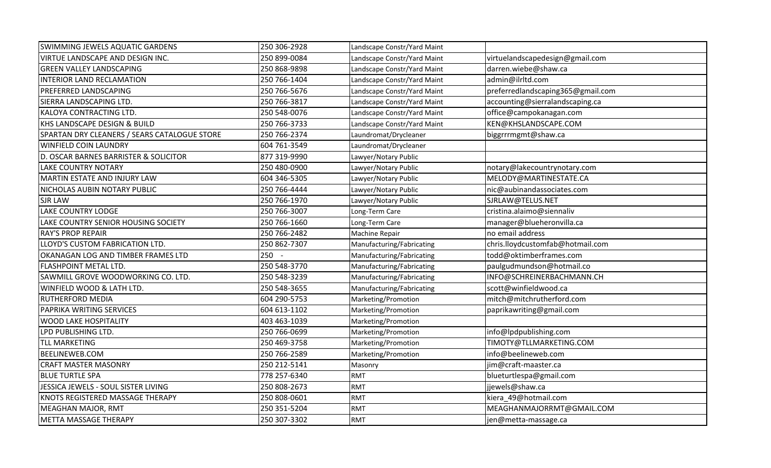| | | | |
|---|---|---|---|
| SWIMMING JEWELS AQUATIC GARDENS | 250 306-2928 | Landscape Constr/Yard Maint | |
| VIRTUE LANDSCAPE AND DESIGN INC. | 250 899-0084 | Landscape Constr/Yard Maint | virtuelandscapedesign@gmail.com |
| GREEN VALLEY LANDSCAPING | 250 868-9898 | Landscape Constr/Yard Maint | darren.wiebe@shaw.ca |
| INTERIOR LAND RECLAMATION | 250 766-1404 | Landscape Constr/Yard Maint | admin@ilrltd.com |
| PREFERRED LANDSCAPING | 250 766-5676 | Landscape Constr/Yard Maint | preferredlandscaping365@gmail.com |
| SIERRA LANDSCAPING LTD. | 250 766-3817 | Landscape Constr/Yard Maint | accounting@sierralandscaping.ca |
| KALOYA CONTRACTING LTD. | 250 548-0076 | Landscape Constr/Yard Maint | office@campokanagan.com |
| KHS LANDSCAPE DESIGN & BUILD | 250 766-3733 | Landscape Constr/Yard Maint | KEN@KHSLANDSCAPE.COM |
| SPARTAN DRY CLEANERS / SEARS CATALOGUE STORE | 250 766-2374 | Laundromat/Drycleaner | biggrrrmgmt@shaw.ca |
| WINFIELD COIN LAUNDRY | 604 761-3549 | Laundromat/Drycleaner | |
| D. OSCAR BARNES BARRISTER & SOLICITOR | 877 319-9990 | Lawyer/Notary Public | |
| LAKE COUNTRY NOTARY | 250 480-0900 | Lawyer/Notary Public | notary@lakecountrynotary.com |
| MARTIN ESTATE AND INJURY LAW | 604 346-5305 | Lawyer/Notary Public | MELODY@MARTINESTATE.CA |
| NICHOLAS AUBIN NOTARY PUBLIC | 250 766-4444 | Lawyer/Notary Public | nic@aubinandassociates.com |
| SJR LAW | 250 766-1970 | Lawyer/Notary Public | SJRLAW@TELUS.NET |
| LAKE COUNTRY LODGE | 250 766-3007 | Long-Term Care | cristina.alaimo@siennaliv |
| LAKE COUNTRY SENIOR HOUSING SOCIETY | 250 766-1660 | Long-Term Care | manager@blueheronvilla.ca |
| RAY'S PROP REPAIR | 250 766-2482 | Machine Repair | no email address |
| LLOYD'S CUSTOM FABRICATION LTD. | 250 862-7307 | Manufacturing/Fabricating | chris.lloydcustomfab@hotmail.com |
| OKANAGAN LOG AND TIMBER FRAMES LTD | 250 - | Manufacturing/Fabricating | todd@oktimberframes.com |
| FLASHPOINT METAL LTD. | 250 548-3770 | Manufacturing/Fabricating | paulgudmundson@hotmail.co |
| SAWMILL GROVE WOODWORKING CO. LTD. | 250 548-3239 | Manufacturing/Fabricating | INFO@SCHREINERBACHMANN.CH |
| WINFIELD WOOD & LATH LTD. | 250 548-3655 | Manufacturing/Fabricating | scott@winfieldwood.ca |
| RUTHERFORD MEDIA | 604 290-5753 | Marketing/Promotion | mitch@mitchrutherford.com |
| PAPRIKA WRITING SERVICES | 604 613-1102 | Marketing/Promotion | paprikawriting@gmail.com |
| WOOD LAKE HOSPITALITY | 403 463-1039 | Marketing/Promotion | |
| LPD PUBLISHING LTD. | 250 766-0699 | Marketing/Promotion | info@lpdpublishing.com |
| TLL MARKETING | 250 469-3758 | Marketing/Promotion | TIMOTY@TLLMARKETING.COM |
| BEELINEWEB.COM | 250 766-2589 | Marketing/Promotion | info@beelineweb.com |
| CRAFT MASTER MASONRY | 250 212-5141 | Masonry | jim@craft-maaster.ca |
| BLUE TURTLE SPA | 778 257-6340 | RMT | blueturtlespa@gmail.com |
| JESSICA JEWELS - SOUL SISTER LIVING | 250 808-2673 | RMT | jjewels@shaw.ca |
| KNOTS REGISTERED MASSAGE THERAPY | 250 808-0601 | RMT | kiera_49@hotmail.com |
| MEAGHAN MAJOR, RMT | 250 351-5204 | RMT | MEAGHANMAJORRMT@GMAIL.COM |
| METTA MASSAGE THERAPY | 250 307-3302 | RMT | jen@metta-massage.ca |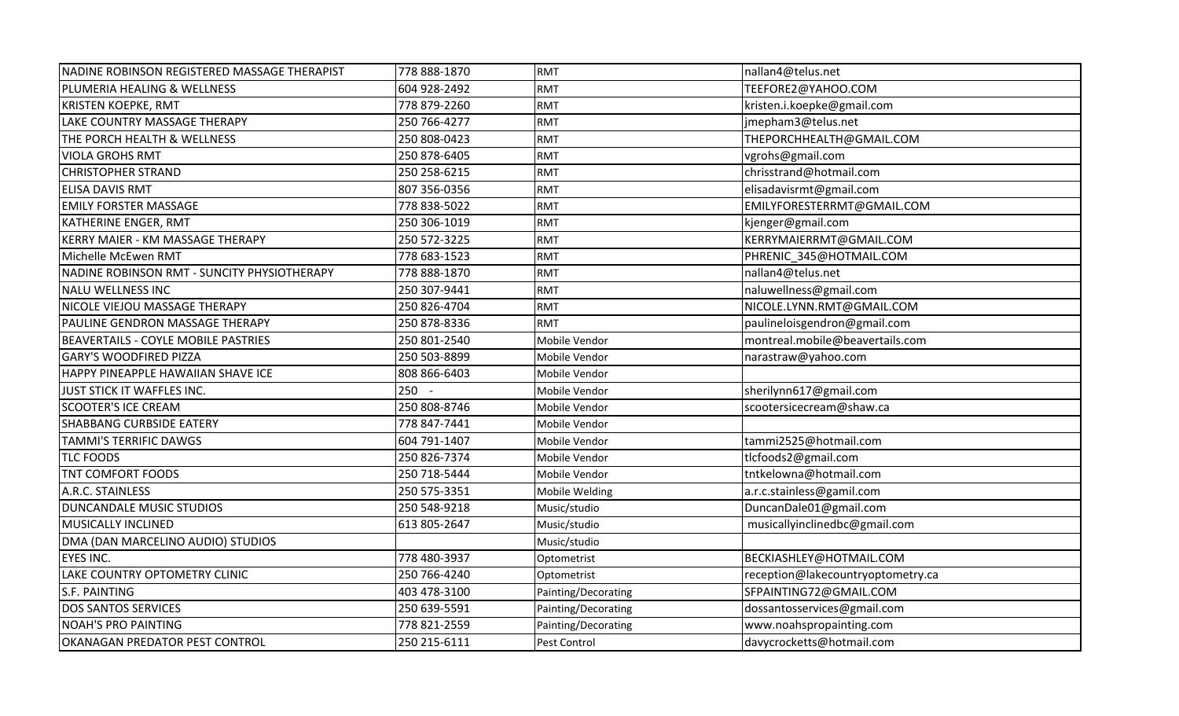| NADINE ROBINSON REGISTERED MASSAGE THERAPIST | 778 888-1870 | RMT | nallan4@telus.net |
|---|---|---|---|
| PLUMERIA HEALING & WELLNESS | 604 928-2492 | RMT | TEEFORE2@YAHOO.COM |
| KRISTEN KOEPKE, RMT | 778 879-2260 | RMT | kristen.i.koepke@gmail.com |
| LAKE COUNTRY MASSAGE THERAPY | 250 766-4277 | RMT | jmepham3@telus.net |
| THE PORCH HEALTH & WELLNESS | 250 808-0423 | RMT | THEPORCHHEALTH@GMAIL.COM |
| VIOLA GROHS RMT | 250 878-6405 | RMT | vgrohs@gmail.com |
| CHRISTOPHER STRAND | 250 258-6215 | RMT | chrisstrand@hotmail.com |
| ELISA DAVIS RMT | 807 356-0356 | RMT | elisadavisrmt@gmail.com |
| EMILY FORSTER MASSAGE | 778 838-5022 | RMT | EMILYFORESTERRMT@GMAIL.COM |
| KATHERINE ENGER, RMT | 250 306-1019 | RMT | kjenger@gmail.com |
| KERRY MAIER - KM MASSAGE THERAPY | 250 572-3225 | RMT | KERRYMAIERRMT@GMAIL.COM |
| Michelle McEwen RMT | 778 683-1523 | RMT | PHRENIC_345@HOTMAIL.COM |
| NADINE ROBINSON RMT - SUNCITY PHYSIOTHERAPY | 778 888-1870 | RMT | nallan4@telus.net |
| NALU WELLNESS INC | 250 307-9441 | RMT | naluwellness@gmail.com |
| NICOLE VIEJOU MASSAGE THERAPY | 250 826-4704 | RMT | NICOLE.LYNN.RMT@GMAIL.COM |
| PAULINE GENDRON MASSAGE THERAPY | 250 878-8336 | RMT | paulineloisgendron@gmail.com |
| BEAVERTAILS - COYLE MOBILE PASTRIES | 250 801-2540 | Mobile Vendor | montreal.mobile@beavertails.com |
| GARY'S WOODFIRED PIZZA | 250 503-8899 | Mobile Vendor | narastraw@yahoo.com |
| HAPPY PINEAPPLE HAWAIIAN SHAVE ICE | 808 866-6403 | Mobile Vendor | |
| JUST STICK IT WAFFLES INC. | 250 - | Mobile Vendor | sherilynn617@gmail.com |
| SCOOTER'S ICE CREAM | 250 808-8746 | Mobile Vendor | scootersicecream@shaw.ca |
| SHABBANG CURBSIDE EATERY | 778 847-7441 | Mobile Vendor | |
| TAMMI'S TERRIFIC DAWGS | 604 791-1407 | Mobile Vendor | tammi2525@hotmail.com |
| TLC FOODS | 250 826-7374 | Mobile Vendor | tlcfoods2@gmail.com |
| TNT COMFORT FOODS | 250 718-5444 | Mobile Vendor | tntkelowna@hotmail.com |
| A.R.C. STAINLESS | 250 575-3351 | Mobile Welding | a.r.c.stainless@gamil.com |
| DUNCANDALE MUSIC STUDIOS | 250 548-9218 | Music/studio | DuncanDale01@gmail.com |
| MUSICALLY INCLINED | 613 805-2647 | Music/studio | musicallyinclinedbc@gmail.com |
| DMA (DAN MARCELINO AUDIO) STUDIOS | | Music/studio | |
| EYES INC. | 778 480-3937 | Optometrist | BECKIASHLEY@HOTMAIL.COM |
| LAKE COUNTRY OPTOMETRY CLINIC | 250 766-4240 | Optometrist | reception@lakecountryoptometry.ca |
| S.F. PAINTING | 403 478-3100 | Painting/Decorating | SFPAINTING72@GMAIL.COM |
| DOS SANTOS SERVICES | 250 639-5591 | Painting/Decorating | dossantosservices@gmail.com |
| NOAH'S PRO PAINTING | 778 821-2559 | Painting/Decorating | www.noahspropainting.com |
| OKANAGAN PREDATOR PEST CONTROL | 250 215-6111 | Pest Control | davycrocketts@hotmail.com |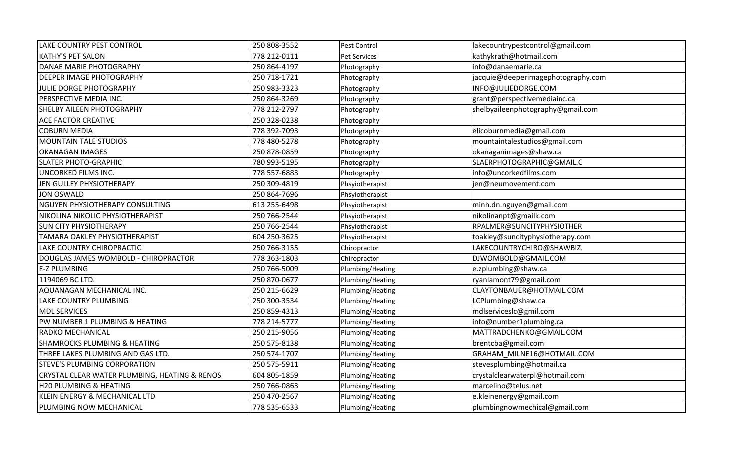| LAKE COUNTRY PEST CONTROL | 250 808-3552 | Pest Control | lakecountrypestcontrol@gmail.com |
|---|---|---|---|
| KATHY'S PET SALON | 778 212-0111 | Pet Services | kathykrath@hotmail.com |
| DANAE MARIE PHOTOGRAPHY | 250 864-4197 | Photography | info@danaemarie.ca |
| DEEPER IMAGE PHOTOGRAPHY | 250 718-1721 | Photography | jacquie@deeperimagephotography.com |
| JULIE DORGE PHOTOGRAPHY | 250 983-3323 | Photography | INFO@JULIEDORGE.COM |
| PERSPECTIVE MEDIA INC. | 250 864-3269 | Photography | grant@perspectivemediainc.ca |
| SHELBY AILEEN PHOTOGRAPHY | 778 212-2797 | Photography | shelbyaileenphotography@gmail.com |
| ACE FACTOR CREATIVE | 250 328-0238 | Photography | |
| COBURN MEDIA | 778 392-7093 | Photography | elicoburnmedia@gmail.com |
| MOUNTAIN TALE STUDIOS | 778 480-5278 | Photography | mountaintalestudios@gmail.com |
| OKANAGAN IMAGES | 250 878-0859 | Photography | okanaganimages@shaw.ca |
| SLATER PHOTO-GRAPHIC | 780 993-5195 | Photography | SLAERPHOTOGRAPHIC@GMAIL.C |
| UNCORKED FILMS INC. | 778 557-6883 | Photography | info@uncorkedfilms.com |
| JEN GULLEY PHYSIOTHERAPY | 250 309-4819 | Phsyiotherapist | jen@neumovement.com |
| JON OSWALD | 250 864-7696 | Phsyiotherapist | |
| NGUYEN PHYSIOTHERAPY CONSULTING | 613 255-6498 | Phsyiotherapist | minh.dn.nguyen@gmail.com |
| NIKOLINA NIKOLIC PHYSIOTHERAPIST | 250 766-2544 | Phsyiotherapist | nikolinanpt@gmailk.com |
| SUN CITY PHYSIOTHERAPY | 250 766-2544 | Phsyiotherapist | RPALMER@SUNCITYPHYSIOTHER |
| TAMARA OAKLEY PHYSIOTHERAPIST | 604 250-3625 | Phsyiotherapist | toakley@suncityphysiotherapy.com |
| LAKE COUNTRY CHIROPRACTIC | 250 766-3155 | Chiropractor | LAKECOUNTRYCHIRO@SHAWBIZ. |
| DOUGLAS JAMES WOMBOLD - CHIROPRACTOR | 778 363-1803 | Chiropractor | DJWOMBOLD@GMAIL.COM |
| E-Z PLUMBING | 250 766-5009 | Plumbing/Heating | e.zplumbing@shaw.ca |
| 1194069 BC LTD. | 250 870-0677 | Plumbing/Heating | ryanlamont79@gmail.com |
| AQUANAGAN MECHANICAL INC. | 250 215-6629 | Plumbing/Heating | CLAYTONBAUER@HOTMAIL.COM |
| LAKE COUNTRY PLUMBING | 250 300-3534 | Plumbing/Heating | LCPlumbing@shaw.ca |
| MDL SERVICES | 250 859-4313 | Plumbing/Heating | mdlserviceslc@gmil.com |
| PW NUMBER 1 PLUMBING & HEATING | 778 214-5777 | Plumbing/Heating | info@number1plumbing.ca |
| RADKO MECHANICAL | 250 215-9056 | Plumbing/Heating | MATTRADCHENKO@GMAIL.COM |
| SHAMROCKS PLUMBING & HEATING | 250 575-8138 | Plumbing/Heating | brentcba@gmail.com |
| THREE LAKES PLUMBING AND GAS LTD. | 250 574-1707 | Plumbing/Heating | GRAHAM_MILNE16@HOTMAIL.COM |
| STEVE'S PLUMBING CORPORATION | 250 575-5911 | Plumbing/Heating | stevesplumbing@hotmail.ca |
| CRYSTAL CLEAR WATER PLUMBING, HEATING & RENOS | 604 805-1859 | Plumbing/Heating | crystalclearwaterpl@hotmail.com |
| H20 PLUMBING & HEATING | 250 766-0863 | Plumbing/Heating | marcelino@telus.net |
| KLEIN ENERGY & MECHANICAL LTD | 250 470-2567 | Plumbing/Heating | e.kleinenergy@gmail.com |
| PLUMBING NOW MECHANICAL | 778 535-6533 | Plumbing/Heating | plumbingnowmechical@gmail.com |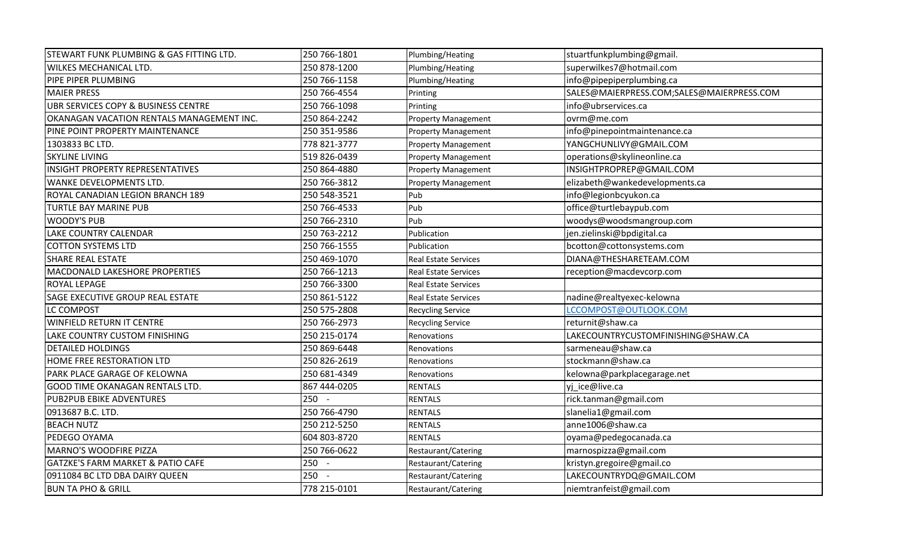| | | | |
|---|---|---|---|
| STEWART FUNK PLUMBING & GAS FITTING LTD. | 250 766-1801 | Plumbing/Heating | stuartfunkplumbing@gmail. |
| WILKES MECHANICAL LTD. | 250 878-1200 | Plumbing/Heating | superwilkes7@hotmail.com |
| PIPE PIPER PLUMBING | 250 766-1158 | Plumbing/Heating | info@pipepiperplumbing.ca |
| MAIER PRESS | 250 766-4554 | Printing | SALES@MAIERPRESS.COM;SALES@MAIERPRESS.COM |
| UBR SERVICES COPY & BUSINESS CENTRE | 250 766-1098 | Printing | info@ubrservices.ca |
| OKANAGAN VACATION RENTALS MANAGEMENT INC. | 250 864-2242 | Property Management | ovrm@me.com |
| PINE POINT PROPERTY MAINTENANCE | 250 351-9586 | Property Management | info@pinepointmaintenance.ca |
| 1303833 BC LTD. | 778 821-3777 | Property Management | YANGCHUNLIVY@GMAIL.COM |
| SKYLINE LIVING | 519 826-0439 | Property Management | operations@skylineonline.ca |
| INSIGHT PROPERTY REPRESENTATIVES | 250 864-4880 | Property Management | INSIGHTPROPREP@GMAIL.COM |
| WANKE DEVELOPMENTS LTD. | 250 766-3812 | Property Management | elizabeth@wankedevelopments.ca |
| ROYAL CANADIAN LEGION BRANCH 189 | 250 548-3521 | Pub | info@legionbcyukon.ca |
| TURTLE BAY MARINE PUB | 250 766-4533 | Pub | office@turtlebaypub.com |
| WOODY'S PUB | 250 766-2310 | Pub | woodys@woodsmangroup.com |
| LAKE COUNTRY CALENDAR | 250 763-2212 | Publication | jen.zielinski@bpdigital.ca |
| COTTON SYSTEMS LTD | 250 766-1555 | Publication | bcotton@cottonsystems.com |
| SHARE REAL ESTATE | 250 469-1070 | Real Estate Services | DIANA@THESHARETEAM.COM |
| MACDONALD LAKESHORE PROPERTIES | 250 766-1213 | Real Estate Services | reception@macdevcorp.com |
| ROYAL LEPAGE | 250 766-3300 | Real Estate Services | |
| SAGE EXECUTIVE GROUP REAL ESTATE | 250 861-5122 | Real Estate Services | nadine@realtyexec-kelowna |
| LC COMPOST | 250 575-2808 | Recycling Service | LCCOMPOST@OUTLOOK.COM |
| WINFIELD RETURN IT CENTRE | 250 766-2973 | Recycling Service | returnit@shaw.ca |
| LAKE COUNTRY CUSTOM FINISHING | 250 215-0174 | Renovations | LAKECOUNTRYCUSTOMFINISHING@SHAW.CA |
| DETAILED HOLDINGS | 250 869-6448 | Renovations | sarmeneau@shaw.ca |
| HOME FREE RESTORATION LTD | 250 826-2619 | Renovations | stockmann@shaw.ca |
| PARK PLACE GARAGE OF KELOWNA | 250 681-4349 | Renovations | kelowna@parkplacegarage.net |
| GOOD TIME OKANAGAN RENTALS LTD. | 867 444-0205 | RENTALS | yj_ice@live.ca |
| PUB2PUB EBIKE ADVENTURES | 250 - | RENTALS | rick.tanman@gmail.com |
| 0913687 B.C. LTD. | 250 766-4790 | RENTALS | slanelia1@gmail.com |
| BEACH NUTZ | 250 212-5250 | RENTALS | anne1006@shaw.ca |
| PEDEGO OYAMA | 604 803-8720 | RENTALS | oyama@pedegocanada.ca |
| MARNO'S WOODFIRE PIZZA | 250 766-0622 | Restaurant/Catering | marnospizza@gmail.com |
| GATZKE'S FARM MARKET & PATIO CAFE | 250 - | Restaurant/Catering | kristyn.gregoire@gmail.co |
| 0911084 BC LTD DBA DAIRY QUEEN | 250 - | Restaurant/Catering | LAKECOUNTRYDQ@GMAIL.COM |
| BUN TA PHO & GRILL | 778 215-0101 | Restaurant/Catering | niemtranfeist@gmail.com |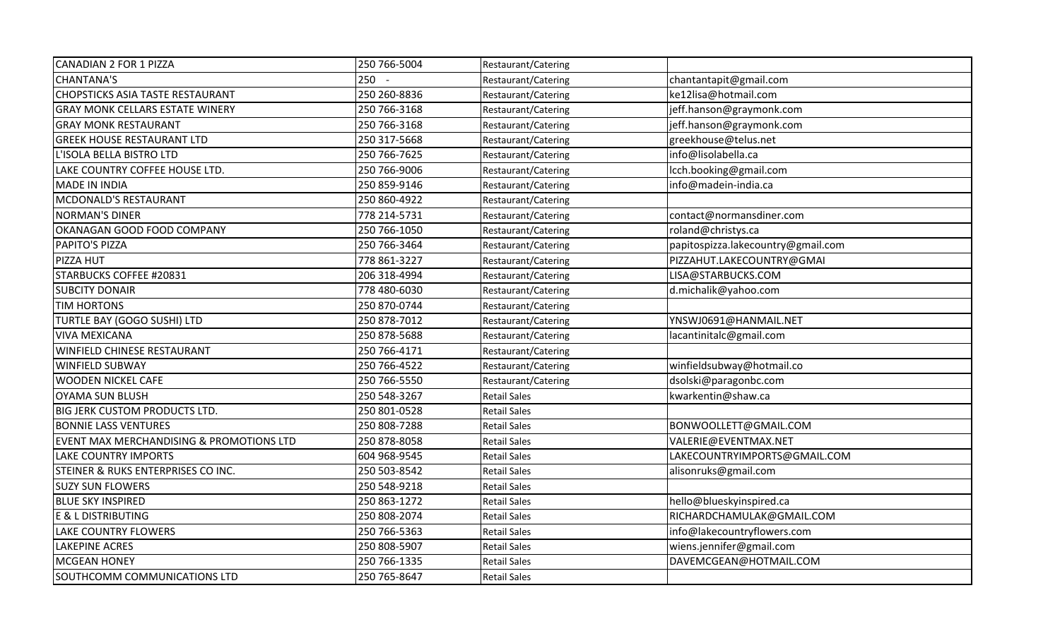| CANADIAN 2 FOR 1 PIZZA | 250 766-5004 | Restaurant/Catering | |
|---|---|---|---|
| CHANTANA'S | 250 - | Restaurant/Catering | chantantapit@gmail.com |
| CHOPSTICKS ASIA TASTE RESTAURANT | 250 260-8836 | Restaurant/Catering | ke12lisa@hotmail.com |
| GRAY MONK CELLARS ESTATE WINERY | 250 766-3168 | Restaurant/Catering | jeff.hanson@graymonk.com |
| GRAY MONK RESTAURANT | 250 766-3168 | Restaurant/Catering | jeff.hanson@graymonk.com |
| GREEK HOUSE RESTAURANT LTD | 250 317-5668 | Restaurant/Catering | greekhouse@telus.net |
| L'ISOLA BELLA BISTRO LTD | 250 766-7625 | Restaurant/Catering | info@lisolabella.ca |
| LAKE COUNTRY COFFEE HOUSE LTD. | 250 766-9006 | Restaurant/Catering | lcch.booking@gmail.com |
| MADE IN INDIA | 250 859-9146 | Restaurant/Catering | info@madein-india.ca |
| MCDONALD'S RESTAURANT | 250 860-4922 | Restaurant/Catering | |
| NORMAN'S DINER | 778 214-5731 | Restaurant/Catering | contact@normansdiner.com |
| OKANAGAN GOOD FOOD COMPANY | 250 766-1050 | Restaurant/Catering | roland@christys.ca |
| PAPITO'S PIZZA | 250 766-3464 | Restaurant/Catering | papitospizza.lakecountry@gmail.com |
| PIZZA HUT | 778 861-3227 | Restaurant/Catering | PIZZAHUT.LAKECOUNTRY@GMAI |
| STARBUCKS COFFEE #20831 | 206 318-4994 | Restaurant/Catering | LISA@STARBUCKS.COM |
| SUBCITY DONAIR | 778 480-6030 | Restaurant/Catering | d.michalik@yahoo.com |
| TIM HORTONS | 250 870-0744 | Restaurant/Catering | |
| TURTLE BAY (GOGO SUSHI) LTD | 250 878-7012 | Restaurant/Catering | YNSWJ0691@HANMAIL.NET |
| VIVA MEXICANA | 250 878-5688 | Restaurant/Catering | lacantinitalc@gmail.com |
| WINFIELD CHINESE RESTAURANT | 250 766-4171 | Restaurant/Catering | |
| WINFIELD SUBWAY | 250 766-4522 | Restaurant/Catering | winfieldsubway@hotmail.co |
| WOODEN NICKEL CAFE | 250 766-5550 | Restaurant/Catering | dsolski@paragonbc.com |
| OYAMA SUN BLUSH | 250 548-3267 | Retail Sales | kwarkentin@shaw.ca |
| BIG JERK CUSTOM PRODUCTS LTD. | 250 801-0528 | Retail Sales | |
| BONNIE LASS VENTURES | 250 808-7288 | Retail Sales | BONWOOLLETT@GMAIL.COM |
| EVENT MAX MERCHANDISING & PROMOTIONS LTD | 250 878-8058 | Retail Sales | VALERIE@EVENTMAX.NET |
| LAKE COUNTRY IMPORTS | 604 968-9545 | Retail Sales | LAKECOUNTRYIMPORTS@GMAIL.COM |
| STEINER & RUKS ENTERPRISES CO INC. | 250 503-8542 | Retail Sales | alisonruks@gmail.com |
| SUZY SUN FLOWERS | 250 548-9218 | Retail Sales | |
| BLUE SKY INSPIRED | 250 863-1272 | Retail Sales | hello@blueskyinspired.ca |
| E & L DISTRIBUTING | 250 808-2074 | Retail Sales | RICHARDCHAMULAK@GMAIL.COM |
| LAKE COUNTRY FLOWERS | 250 766-5363 | Retail Sales | info@lakecountryflowers.com |
| LAKEPINE ACRES | 250 808-5907 | Retail Sales | wiens.jennifer@gmail.com |
| MCGEAN HONEY | 250 766-1335 | Retail Sales | DAVEMCGEAN@HOTMAIL.COM |
| SOUTHCOMM COMMUNICATIONS LTD | 250 765-8647 | Retail Sales | |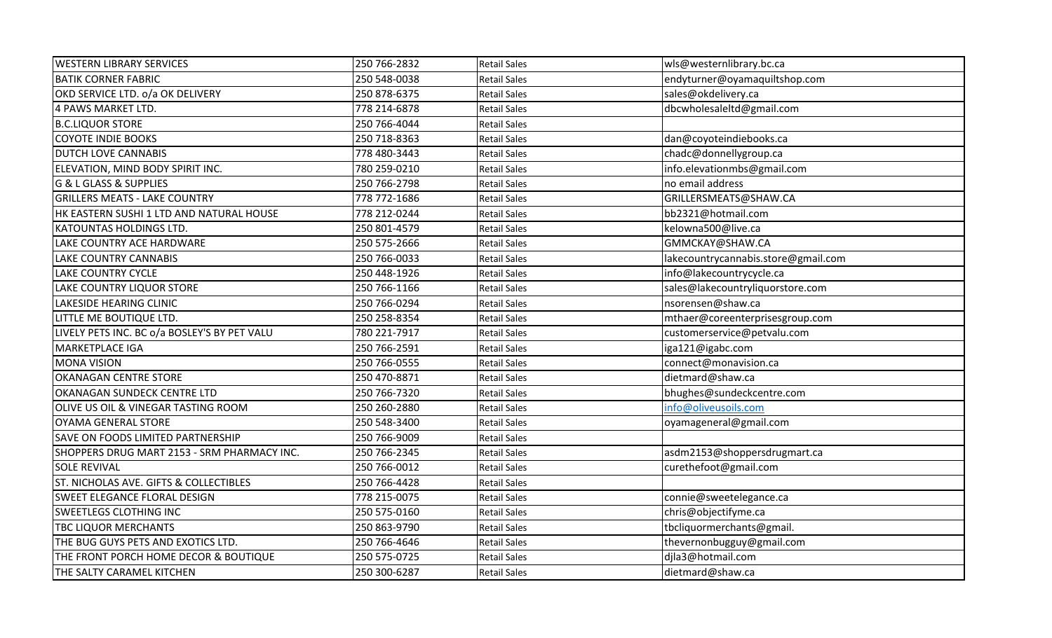| WESTERN LIBRARY SERVICES | 250 766-2832 | Retail Sales | wls@westernlibrary.bc.ca |
|---|---|---|---|
| BATIK CORNER FABRIC | 250 548-0038 | Retail Sales | endyturner@oyamaquiltshop.com |
| OKD SERVICE LTD. o/a OK DELIVERY | 250 878-6375 | Retail Sales | sales@okdelivery.ca |
| 4 PAWS MARKET LTD. | 778 214-6878 | Retail Sales | dbcwholesaleltd@gmail.com |
| B.C.LIQUOR STORE | 250 766-4044 | Retail Sales | |
| COYOTE INDIE BOOKS | 250 718-8363 | Retail Sales | dan@coyoteindiebooks.ca |
| DUTCH LOVE CANNABIS | 778 480-3443 | Retail Sales | chadc@donnellygroup.ca |
| ELEVATION, MIND BODY SPIRIT INC. | 780 259-0210 | Retail Sales | info.elevationmbs@gmail.com |
| G & L GLASS & SUPPLIES | 250 766-2798 | Retail Sales | no email address |
| GRILLERS MEATS - LAKE COUNTRY | 778 772-1686 | Retail Sales | GRILLERSMEATS@SHAW.CA |
| HK EASTERN SUSHI 1 LTD AND NATURAL HOUSE | 778 212-0244 | Retail Sales | bb2321@hotmail.com |
| KATOUNTAS HOLDINGS LTD. | 250 801-4579 | Retail Sales | kelowna500@live.ca |
| LAKE COUNTRY ACE HARDWARE | 250 575-2666 | Retail Sales | GMMCKAY@SHAW.CA |
| LAKE COUNTRY CANNABIS | 250 766-0033 | Retail Sales | lakecountrycannabis.store@gmail.com |
| LAKE COUNTRY CYCLE | 250 448-1926 | Retail Sales | info@lakecountrycycle.ca |
| LAKE COUNTRY LIQUOR STORE | 250 766-1166 | Retail Sales | sales@lakecountryliquorstore.com |
| LAKESIDE HEARING CLINIC | 250 766-0294 | Retail Sales | nsorensen@shaw.ca |
| LITTLE ME BOUTIQUE LTD. | 250 258-8354 | Retail Sales | mthaer@coreenterprisesgroup.com |
| LIVELY PETS INC. BC o/a BOSLEY'S BY PET VALU | 780 221-7917 | Retail Sales | customerservice@petvalu.com |
| MARKETPLACE IGA | 250 766-2591 | Retail Sales | iga121@igabc.com |
| MONA VISION | 250 766-0555 | Retail Sales | connect@monavision.ca |
| OKANAGAN CENTRE STORE | 250 470-8871 | Retail Sales | dietmard@shaw.ca |
| OKANAGAN SUNDECK CENTRE LTD | 250 766-7320 | Retail Sales | bhughes@sundeckcentre.com |
| OLIVE US OIL & VINEGAR TASTING ROOM | 250 260-2880 | Retail Sales | info@oliveusoils.com |
| OYAMA GENERAL STORE | 250 548-3400 | Retail Sales | oyamageneral@gmail.com |
| SAVE ON FOODS LIMITED PARTNERSHIP | 250 766-9009 | Retail Sales | |
| SHOPPERS DRUG MART 2153 - SRM PHARMACY INC. | 250 766-2345 | Retail Sales | asdm2153@shoppersdrugmart.ca |
| SOLE REVIVAL | 250 766-0012 | Retail Sales | curethefoot@gmail.com |
| ST. NICHOLAS AVE. GIFTS & COLLECTIBLES | 250 766-4428 | Retail Sales | |
| SWEET ELEGANCE FLORAL DESIGN | 778 215-0075 | Retail Sales | connie@sweetelegance.ca |
| SWEETLEGS CLOTHING INC | 250 575-0160 | Retail Sales | chris@objectifyme.ca |
| TBC LIQUOR MERCHANTS | 250 863-9790 | Retail Sales | tbcliquormerchants@gmail. |
| THE BUG GUYS PETS AND EXOTICS LTD. | 250 766-4646 | Retail Sales | thevernonbugguy@gmail.com |
| THE FRONT PORCH HOME DECOR & BOUTIQUE | 250 575-0725 | Retail Sales | djla3@hotmail.com |
| THE SALTY CARAMEL KITCHEN | 250 300-6287 | Retail Sales | dietmard@shaw.ca |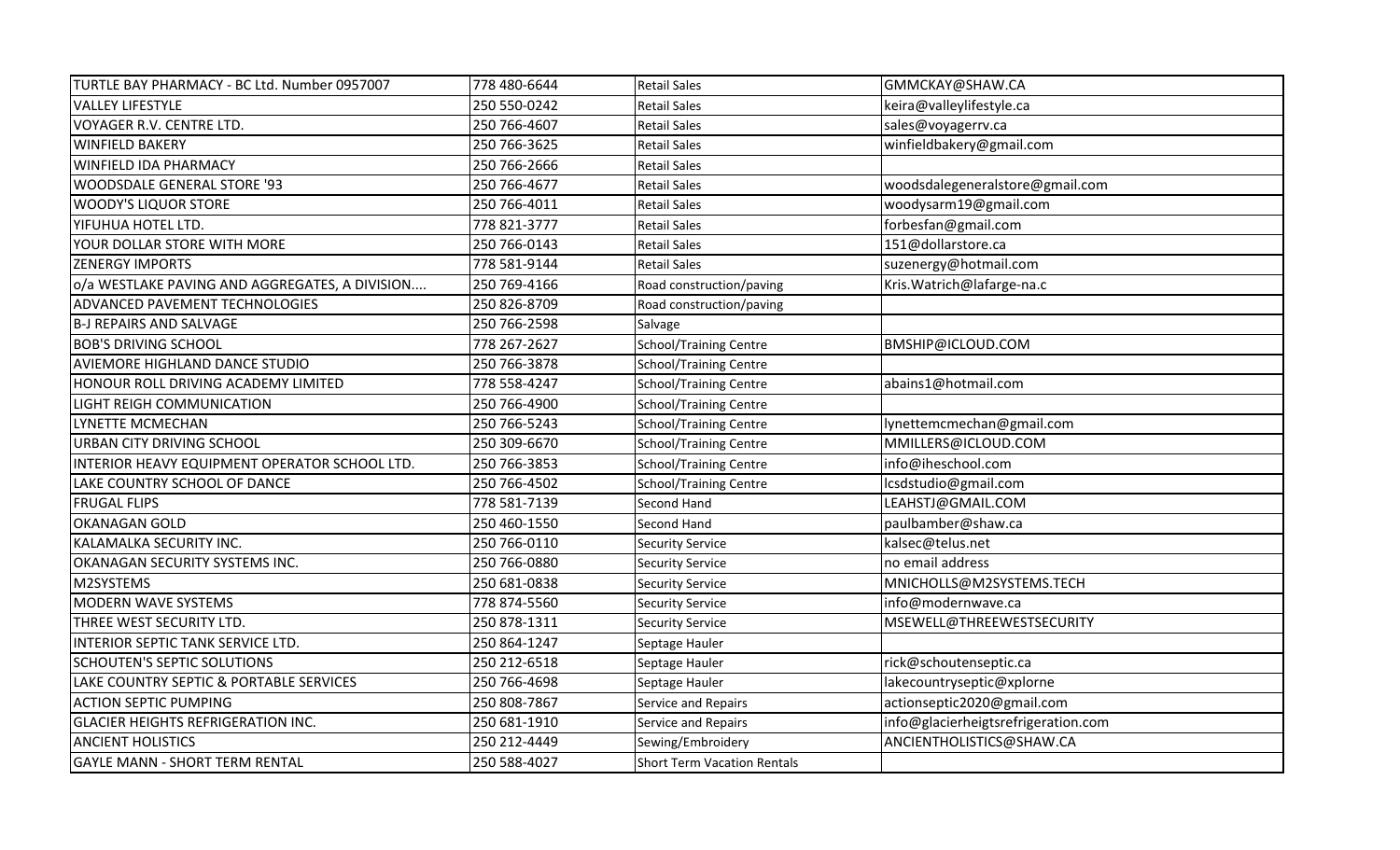| | | | |
|---|---|---|---|
| TURTLE BAY PHARMACY - BC Ltd. Number 0957007 | 778 480-6644 | Retail Sales | GMMCKAY@SHAW.CA |
| VALLEY LIFESTYLE | 250 550-0242 | Retail Sales | keira@valleylifestyle.ca |
| VOYAGER R.V. CENTRE LTD. | 250 766-4607 | Retail Sales | sales@voyagerrv.ca |
| WINFIELD BAKERY | 250 766-3625 | Retail Sales | winfieldbakery@gmail.com |
| WINFIELD IDA PHARMACY | 250 766-2666 | Retail Sales | |
| WOODSDALE GENERAL STORE '93 | 250 766-4677 | Retail Sales | woodsdalegeneralstore@gmail.com |
| WOODY'S LIQUOR STORE | 250 766-4011 | Retail Sales | woodysarm19@gmail.com |
| YIFUHUA HOTEL LTD. | 778 821-3777 | Retail Sales | forbesfan@gmail.com |
| YOUR DOLLAR STORE WITH MORE | 250 766-0143 | Retail Sales | 151@dollarstore.ca |
| ZENERGY IMPORTS | 778 581-9144 | Retail Sales | suzenergy@hotmail.com |
| o/a WESTLAKE PAVING AND AGGREGATES, A DIVISION.... | 250 769-4166 | Road construction/paving | Kris.Watrich@lafarge-na.c |
| ADVANCED PAVEMENT TECHNOLOGIES | 250 826-8709 | Road construction/paving | |
| B-J REPAIRS AND SALVAGE | 250 766-2598 | Salvage | |
| BOB'S DRIVING SCHOOL | 778 267-2627 | School/Training Centre | BMSHIP@ICLOUD.COM |
| AVIEMORE HIGHLAND DANCE STUDIO | 250 766-3878 | School/Training Centre | |
| HONOUR ROLL DRIVING ACADEMY LIMITED | 778 558-4247 | School/Training Centre | abains1@hotmail.com |
| LIGHT REIGH COMMUNICATION | 250 766-4900 | School/Training Centre | |
| LYNETTE MCMECHAN | 250 766-5243 | School/Training Centre | lynettemcmechan@gmail.com |
| URBAN CITY DRIVING SCHOOL | 250 309-6670 | School/Training Centre | MMILLERS@ICLOUD.COM |
| INTERIOR HEAVY EQUIPMENT OPERATOR SCHOOL LTD. | 250 766-3853 | School/Training Centre | info@iheschool.com |
| LAKE COUNTRY SCHOOL OF DANCE | 250 766-4502 | School/Training Centre | lcsdstudio@gmail.com |
| FRUGAL FLIPS | 778 581-7139 | Second Hand | LEAHSTJ@GMAIL.COM |
| OKANAGAN GOLD | 250 460-1550 | Second Hand | paulbamber@shaw.ca |
| KALAMALKA SECURITY INC. | 250 766-0110 | Security Service | kalsec@telus.net |
| OKANAGAN SECURITY SYSTEMS INC. | 250 766-0880 | Security Service | no email address |
| M2SYSTEMS | 250 681-0838 | Security Service | MNICHOLLS@M2SYSTEMS.TECH |
| MODERN WAVE SYSTEMS | 778 874-5560 | Security Service | info@modernwave.ca |
| THREE WEST SECURITY LTD. | 250 878-1311 | Security Service | MSEWELL@THREEWESTSECURITY |
| INTERIOR SEPTIC TANK SERVICE LTD. | 250 864-1247 | Septage Hauler | |
| SCHOUTEN'S SEPTIC SOLUTIONS | 250 212-6518 | Septage Hauler | rick@schoutenseptic.ca |
| LAKE COUNTRY SEPTIC & PORTABLE SERVICES | 250 766-4698 | Septage Hauler | lakecountryseptic@xplorne |
| ACTION SEPTIC PUMPING | 250 808-7867 | Service and Repairs | actionseptic2020@gmail.com |
| GLACIER HEIGHTS REFRIGERATION INC. | 250 681-1910 | Service and Repairs | info@glacierheigtsrefrigeration.com |
| ANCIENT HOLISTICS | 250 212-4449 | Sewing/Embroidery | ANCIENTHOLISTICS@SHAW.CA |
| GAYLE MANN - SHORT TERM RENTAL | 250 588-4027 | Short Term Vacation Rentals | |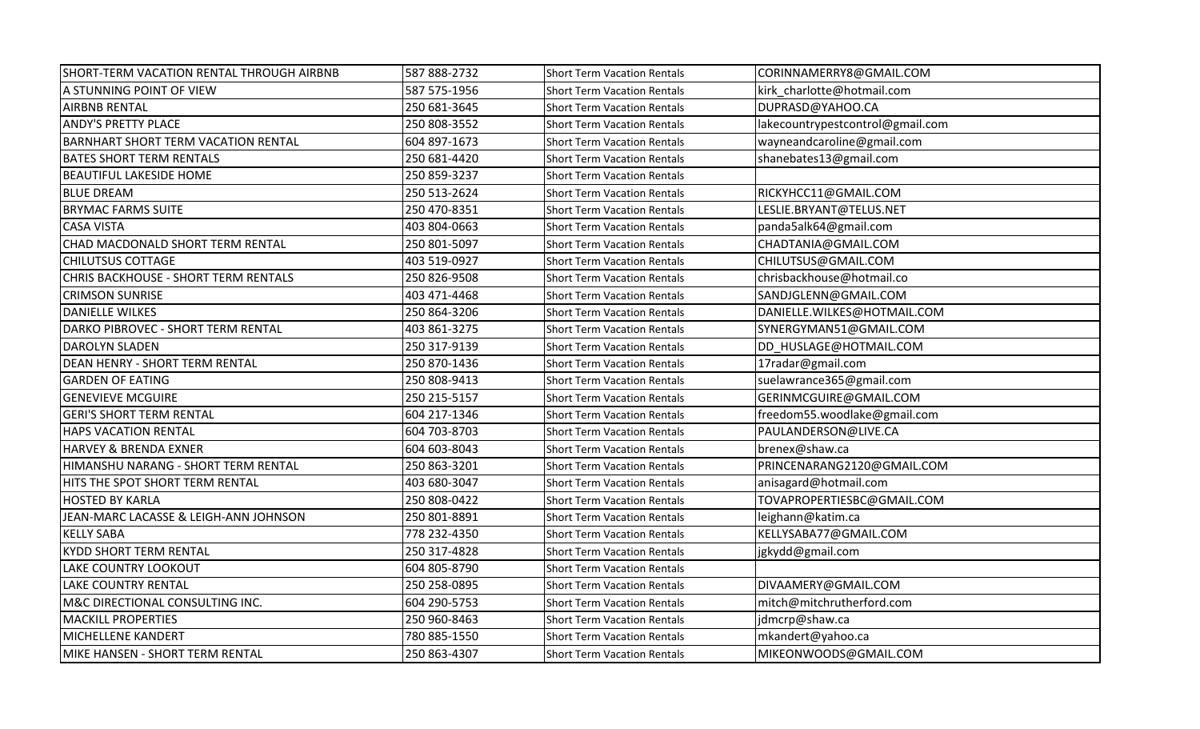| SHORT-TERM VACATION RENTAL THROUGH AIRBNB | 587 888-2732 | Short Term Vacation Rentals | CORINNAMERRY8@GMAIL.COM |
|---|---|---|---|
| A STUNNING POINT OF VIEW | 587 575-1956 | Short Term Vacation Rentals | kirk_charlotte@hotmail.com |
| AIRBNB RENTAL | 250 681-3645 | Short Term Vacation Rentals | DUPRASD@YAHOO.CA |
| ANDY'S PRETTY PLACE | 250 808-3552 | Short Term Vacation Rentals | lakecountrypestcontrol@gmail.com |
| BARNHART SHORT TERM VACATION RENTAL | 604 897-1673 | Short Term Vacation Rentals | wayneandcaroline@gmail.com |
| BATES SHORT TERM RENTALS | 250 681-4420 | Short Term Vacation Rentals | shanebates13@gmail.com |
| BEAUTIFUL LAKESIDE HOME | 250 859-3237 | Short Term Vacation Rentals | |
| BLUE DREAM | 250 513-2624 | Short Term Vacation Rentals | RICKYHCC11@GMAIL.COM |
| BRYMAC FARMS SUITE | 250 470-8351 | Short Term Vacation Rentals | LESLIE.BRYANT@TELUS.NET |
| CASA VISTA | 403 804-0663 | Short Term Vacation Rentals | panda5alk64@gmail.com |
| CHAD MACDONALD SHORT TERM RENTAL | 250 801-5097 | Short Term Vacation Rentals | CHADTANIA@GMAIL.COM |
| CHILUTSUS COTTAGE | 403 519-0927 | Short Term Vacation Rentals | CHILUTSUS@GMAIL.COM |
| CHRIS BACKHOUSE - SHORT TERM RENTALS | 250 826-9508 | Short Term Vacation Rentals | chrisbackhouse@hotmail.co |
| CRIMSON SUNRISE | 403 471-4468 | Short Term Vacation Rentals | SANDJGLENN@GMAIL.COM |
| DANIELLE WILKES | 250 864-3206 | Short Term Vacation Rentals | DANIELLE.WILKES@HOTMAIL.COM |
| DARKO PIBROVEC - SHORT TERM RENTAL | 403 861-3275 | Short Term Vacation Rentals | SYNERGYMAN51@GMAIL.COM |
| DAROLYN SLADEN | 250 317-9139 | Short Term Vacation Rentals | DD_HUSLAGE@HOTMAIL.COM |
| DEAN HENRY - SHORT TERM RENTAL | 250 870-1436 | Short Term Vacation Rentals | 17radar@gmail.com |
| GARDEN OF EATING | 250 808-9413 | Short Term Vacation Rentals | suelawrance365@gmail.com |
| GENEVIEVE MCGUIRE | 250 215-5157 | Short Term Vacation Rentals | GERINMCGUIRE@GMAIL.COM |
| GERI'S SHORT TERM RENTAL | 604 217-1346 | Short Term Vacation Rentals | freedom55.woodlake@gmail.com |
| HAPS VACATION RENTAL | 604 703-8703 | Short Term Vacation Rentals | PAULANDERSON@LIVE.CA |
| HARVEY & BRENDA EXNER | 604 603-8043 | Short Term Vacation Rentals | brenex@shaw.ca |
| HIMANSHU NARANG - SHORT TERM RENTAL | 250 863-3201 | Short Term Vacation Rentals | PRINCENARANG2120@GMAIL.COM |
| HITS THE SPOT SHORT TERM RENTAL | 403 680-3047 | Short Term Vacation Rentals | anisagard@hotmail.com |
| HOSTED BY KARLA | 250 808-0422 | Short Term Vacation Rentals | TOVAPROPERTIESBC@GMAIL.COM |
| JEAN-MARC LACASSE & LEIGH-ANN JOHNSON | 250 801-8891 | Short Term Vacation Rentals | leighann@katim.ca |
| KELLY SABA | 778 232-4350 | Short Term Vacation Rentals | KELLYSABA77@GMAIL.COM |
| KYDD SHORT TERM RENTAL | 250 317-4828 | Short Term Vacation Rentals | jgkydd@gmail.com |
| LAKE COUNTRY LOOKOUT | 604 805-8790 | Short Term Vacation Rentals | |
| LAKE COUNTRY RENTAL | 250 258-0895 | Short Term Vacation Rentals | DIVAAMERY@GMAIL.COM |
| M&C DIRECTIONAL CONSULTING INC. | 604 290-5753 | Short Term Vacation Rentals | mitch@mitchrutherford.com |
| MACKILL PROPERTIES | 250 960-8463 | Short Term Vacation Rentals | jdmcrp@shaw.ca |
| MICHELLENE KANDERT | 780 885-1550 | Short Term Vacation Rentals | mkandert@yahoo.ca |
| MIKE HANSEN - SHORT TERM RENTAL | 250 863-4307 | Short Term Vacation Rentals | MIKEONWOODS@GMAIL.COM |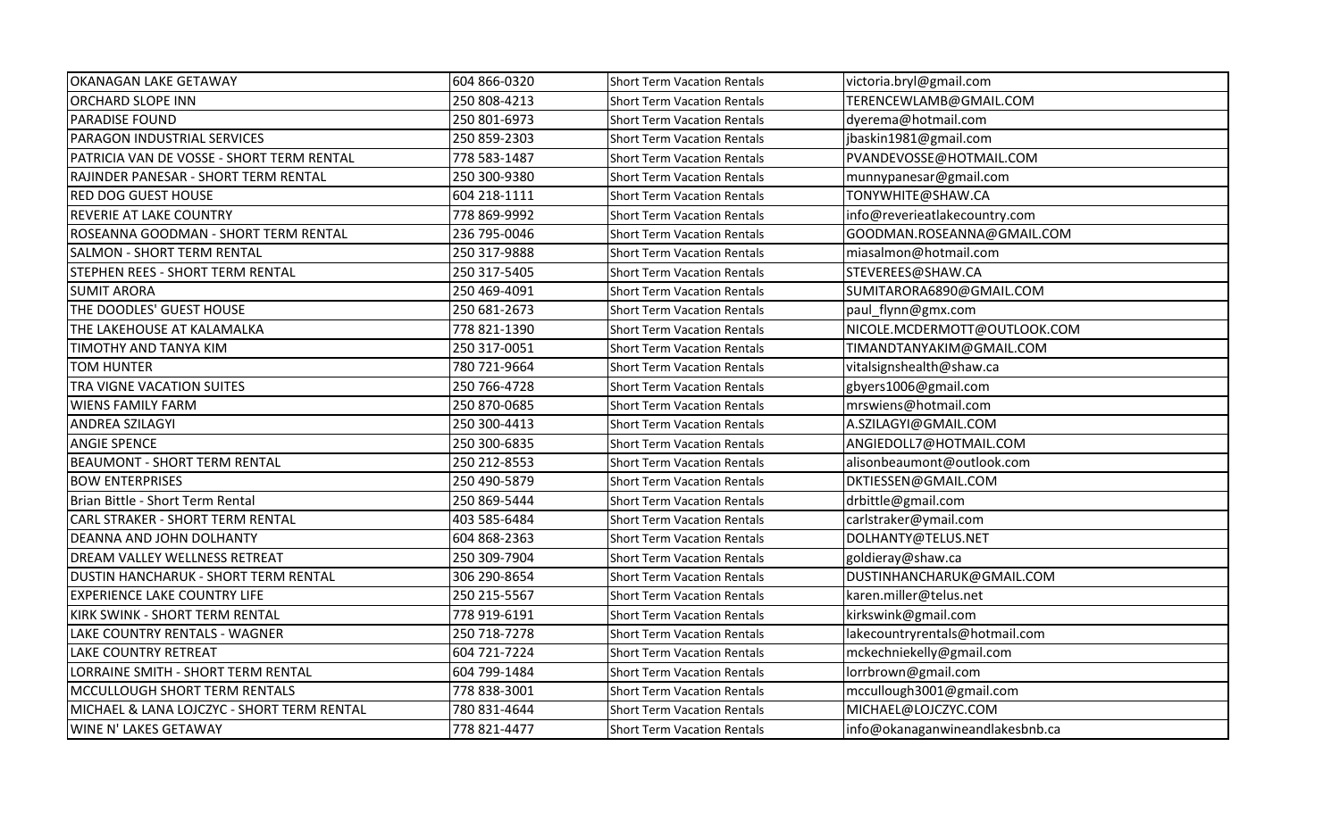| OKANAGAN LAKE GETAWAY | 604 866-0320 | Short Term Vacation Rentals | victoria.bryl@gmail.com |
|---|---|---|---|
| ORCHARD SLOPE INN | 250 808-4213 | Short Term Vacation Rentals | TERENCEWLAMB@GMAIL.COM |
| PARADISE FOUND | 250 801-6973 | Short Term Vacation Rentals | dyerema@hotmail.com |
| PARAGON INDUSTRIAL SERVICES | 250 859-2303 | Short Term Vacation Rentals | jbaskin1981@gmail.com |
| PATRICIA VAN DE VOSSE - SHORT TERM RENTAL | 778 583-1487 | Short Term Vacation Rentals | PVANDEVOSSE@HOTMAIL.COM |
| RAJINDER PANESAR - SHORT TERM RENTAL | 250 300-9380 | Short Term Vacation Rentals | munnypanesar@gmail.com |
| RED DOG GUEST HOUSE | 604 218-1111 | Short Term Vacation Rentals | TONYWHITE@SHAW.CA |
| REVERIE AT LAKE COUNTRY | 778 869-9992 | Short Term Vacation Rentals | info@reverieatlakecountry.com |
| ROSEANNA GOODMAN - SHORT TERM RENTAL | 236 795-0046 | Short Term Vacation Rentals | GOODMAN.ROSEANNA@GMAIL.COM |
| SALMON - SHORT TERM RENTAL | 250 317-9888 | Short Term Vacation Rentals | miasalmon@hotmail.com |
| STEPHEN REES - SHORT TERM RENTAL | 250 317-5405 | Short Term Vacation Rentals | STEVEREES@SHAW.CA |
| SUMIT ARORA | 250 469-4091 | Short Term Vacation Rentals | SUMITARORA6890@GMAIL.COM |
| THE DOODLES' GUEST HOUSE | 250 681-2673 | Short Term Vacation Rentals | paul_flynn@gmx.com |
| THE LAKEHOUSE AT KALAMALKA | 778 821-1390 | Short Term Vacation Rentals | NICOLE.MCDERMOTT@OUTLOOK.COM |
| TIMOTHY AND TANYA KIM | 250 317-0051 | Short Term Vacation Rentals | TIMANDTANYAKIM@GMAIL.COM |
| TOM HUNTER | 780 721-9664 | Short Term Vacation Rentals | vitalsignshealth@shaw.ca |
| TRA VIGNE VACATION SUITES | 250 766-4728 | Short Term Vacation Rentals | gbyers1006@gmail.com |
| WIENS FAMILY FARM | 250 870-0685 | Short Term Vacation Rentals | mrswiens@hotmail.com |
| ANDREA SZILAGYI | 250 300-4413 | Short Term Vacation Rentals | A.SZILAGYI@GMAIL.COM |
| ANGIE SPENCE | 250 300-6835 | Short Term Vacation Rentals | ANGIEDOLL7@HOTMAIL.COM |
| BEAUMONT - SHORT TERM RENTAL | 250 212-8553 | Short Term Vacation Rentals | alisonbeaumont@outlook.com |
| BOW ENTERPRISES | 250 490-5879 | Short Term Vacation Rentals | DKTIESSEN@GMAIL.COM |
| Brian Bittle - Short Term Rental | 250 869-5444 | Short Term Vacation Rentals | drbittle@gmail.com |
| CARL STRAKER - SHORT TERM RENTAL | 403 585-6484 | Short Term Vacation Rentals | carlstraker@ymail.com |
| DEANNA AND JOHN DOLHANTY | 604 868-2363 | Short Term Vacation Rentals | DOLHANTY@TELUS.NET |
| DREAM VALLEY WELLNESS RETREAT | 250 309-7904 | Short Term Vacation Rentals | goldieray@shaw.ca |
| DUSTIN HANCHARUK - SHORT TERM RENTAL | 306 290-8654 | Short Term Vacation Rentals | DUSTINHANCHARUK@GMAIL.COM |
| EXPERIENCE LAKE COUNTRY LIFE | 250 215-5567 | Short Term Vacation Rentals | karen.miller@telus.net |
| KIRK SWINK - SHORT TERM RENTAL | 778 919-6191 | Short Term Vacation Rentals | kirkswink@gmail.com |
| LAKE COUNTRY RENTALS - WAGNER | 250 718-7278 | Short Term Vacation Rentals | lakecountryrentals@hotmail.com |
| LAKE COUNTRY RETREAT | 604 721-7224 | Short Term Vacation Rentals | mckechniekelly@gmail.com |
| LORRAINE SMITH - SHORT TERM RENTAL | 604 799-1484 | Short Term Vacation Rentals | lorrbrown@gmail.com |
| MCCULLOUGH SHORT TERM RENTALS | 778 838-3001 | Short Term Vacation Rentals | mccullough3001@gmail.com |
| MICHAEL & LANA LOJCZYC - SHORT TERM RENTAL | 780 831-4644 | Short Term Vacation Rentals | MICHAEL@LOJCZYC.COM |
| WINE N' LAKES GETAWAY | 778 821-4477 | Short Term Vacation Rentals | info@okanaganwineandlakesbnb.ca |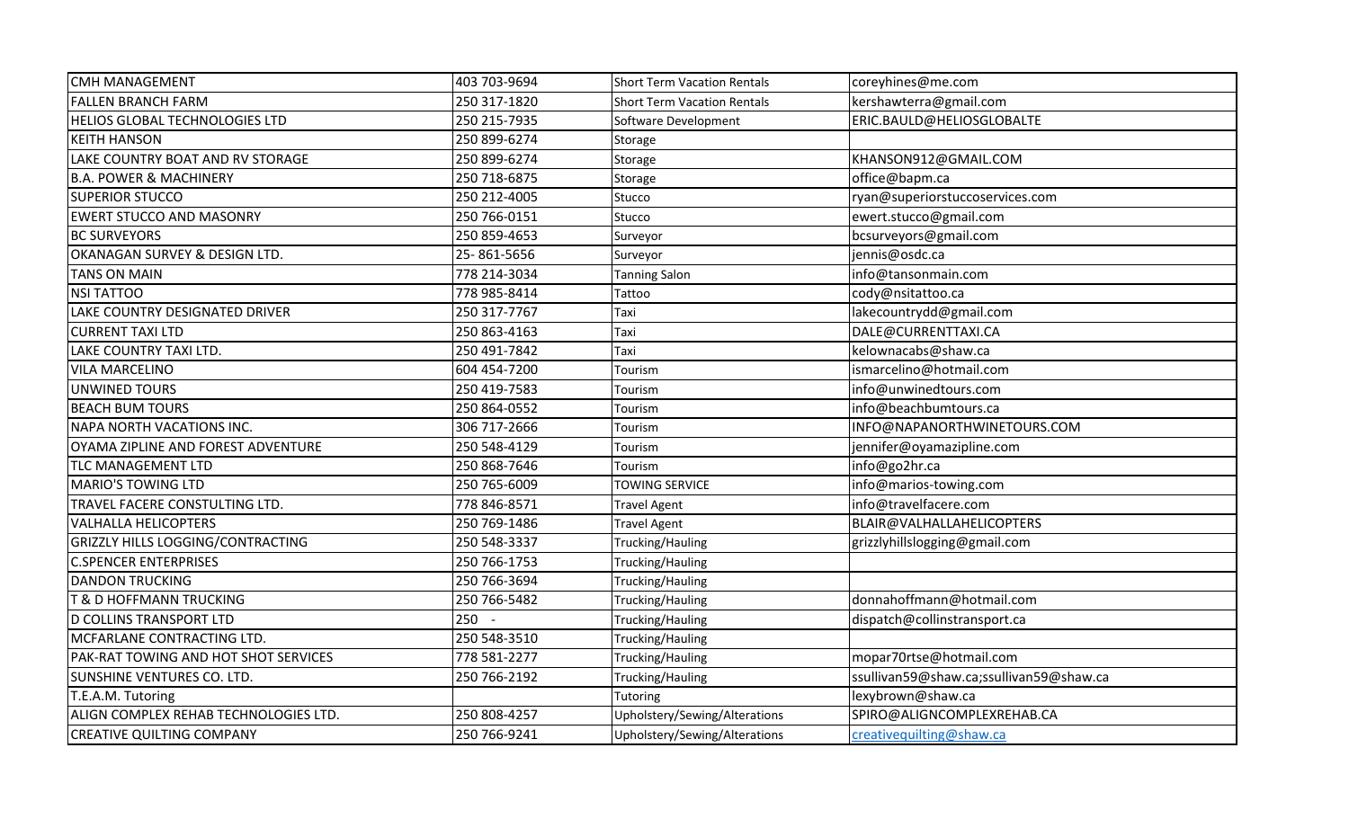| | | | |
|---|---|---|---|
| CMH MANAGEMENT | 403 703-9694 | Short Term Vacation Rentals | coreyhines@me.com |
| FALLEN BRANCH FARM | 250 317-1820 | Short Term Vacation Rentals | kershawterra@gmail.com |
| HELIOS GLOBAL TECHNOLOGIES LTD | 250 215-7935 | Software Development | ERIC.BAULD@HELIOSGLOBALTE |
| KEITH HANSON | 250 899-6274 | Storage | |
| LAKE COUNTRY BOAT AND RV STORAGE | 250 899-6274 | Storage | KHANSON912@GMAIL.COM |
| B.A. POWER & MACHINERY | 250 718-6875 | Storage | office@bapm.ca |
| SUPERIOR STUCCO | 250 212-4005 | Stucco | ryan@superiorstuccoservices.com |
| EWERT STUCCO AND MASONRY | 250 766-0151 | Stucco | ewert.stucco@gmail.com |
| BC SURVEYORS | 250 859-4653 | Surveyor | bcsurveyors@gmail.com |
| OKANAGAN SURVEY & DESIGN LTD. | 25- 861-5656 | Surveyor | jennis@osdc.ca |
| TANS ON MAIN | 778 214-3034 | Tanning Salon | info@tansonmain.com |
| NSI TATTOO | 778 985-8414 | Tattoo | cody@nsitattoo.ca |
| LAKE COUNTRY DESIGNATED DRIVER | 250 317-7767 | Taxi | lakecountrydd@gmail.com |
| CURRENT TAXI LTD | 250 863-4163 | Taxi | DALE@CURRENTTAXI.CA |
| LAKE COUNTRY TAXI LTD. | 250 491-7842 | Taxi | kelownacabs@shaw.ca |
| VILA MARCELINO | 604 454-7200 | Tourism | ismarcelino@hotmail.com |
| UNWINED TOURS | 250 419-7583 | Tourism | info@unwinedtours.com |
| BEACH BUM TOURS | 250 864-0552 | Tourism | info@beachbumtours.ca |
| NAPA NORTH VACATIONS INC. | 306 717-2666 | Tourism | INFO@NAPANORTHWINETOURS.COM |
| OYAMA ZIPLINE AND FOREST ADVENTURE | 250 548-4129 | Tourism | jennifer@oyamazipline.com |
| TLC MANAGEMENT LTD | 250 868-7646 | Tourism | info@go2hr.ca |
| MARIO'S TOWING LTD | 250 765-6009 | TOWING SERVICE | info@marios-towing.com |
| TRAVEL FACERE CONSTULTING LTD. | 778 846-8571 | Travel Agent | info@travelfacere.com |
| VALHALLA HELICOPTERS | 250 769-1486 | Travel Agent | BLAIR@VALHALLAHELICOPTERS |
| GRIZZLY HILLS LOGGING/CONTRACTING | 250 548-3337 | Trucking/Hauling | grizzlyhillslogging@gmail.com |
| C.SPENCER ENTERPRISES | 250 766-1753 | Trucking/Hauling | |
| DANDON TRUCKING | 250 766-3694 | Trucking/Hauling | |
| T & D HOFFMANN TRUCKING | 250 766-5482 | Trucking/Hauling | donnahoffmann@hotmail.com |
| D COLLINS TRANSPORT LTD | 250 - | Trucking/Hauling | dispatch@collinstransport.ca |
| MCFARLANE CONTRACTING LTD. | 250 548-3510 | Trucking/Hauling | |
| PAK-RAT TOWING AND HOT SHOT SERVICES | 778 581-2277 | Trucking/Hauling | mopar70rtse@hotmail.com |
| SUNSHINE VENTURES CO. LTD. | 250 766-2192 | Trucking/Hauling | ssullivan59@shaw.ca;ssullivan59@shaw.ca |
| T.E.A.M. Tutoring | | Tutoring | lexybrown@shaw.ca |
| ALIGN COMPLEX REHAB TECHNOLOGIES LTD. | 250 808-4257 | Upholstery/Sewing/Alterations | SPIRO@ALIGNCOMPLEXREHAB.CA |
| CREATIVE QUILTING COMPANY | 250 766-9241 | Upholstery/Sewing/Alterations | creativequilting@shaw.ca |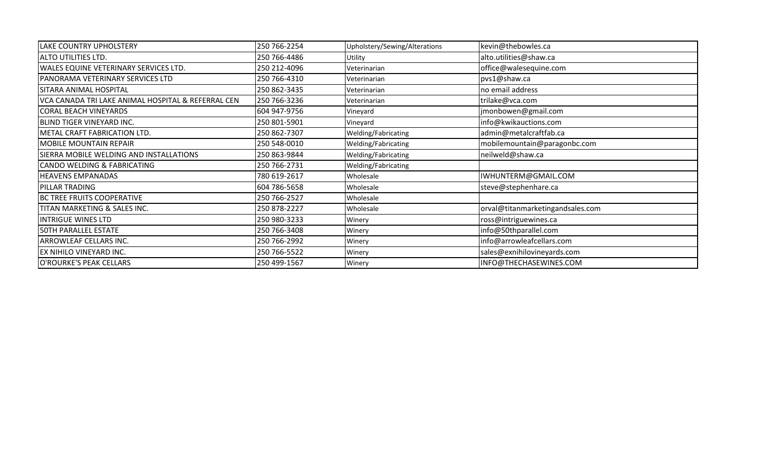| | | | |
|---|---|---|---|
| LAKE COUNTRY UPHOLSTERY | 250 766-2254 | Upholstery/Sewing/Alterations | kevin@thebowles.ca |
| ALTO UTILITIES LTD. | 250 766-4486 | Utility | alto.utilities@shaw.ca |
| WALES EQUINE VETERINARY SERVICES LTD. | 250 212-4096 | Veterinarian | office@walesequine.com |
| PANORAMA VETERINARY SERVICES LTD | 250 766-4310 | Veterinarian | pvs1@shaw.ca |
| SITARA ANIMAL HOSPITAL | 250 862-3435 | Veterinarian | no email address |
| VCA CANADA TRI LAKE ANIMAL HOSPITAL & REFERRAL CEN | 250 766-3236 | Veterinarian | trilake@vca.com |
| CORAL BEACH VINEYARDS | 604 947-9756 | Vineyard | jmonbowen@gmail.com |
| BLIND TIGER VINEYARD INC. | 250 801-5901 | Vineyard | info@kwikauctions.com |
| METAL CRAFT FABRICATION LTD. | 250 862-7307 | Welding/Fabricating | admin@metalcraftfab.ca |
| MOBILE MOUNTAIN REPAIR | 250 548-0010 | Welding/Fabricating | mobilemountain@paragonbc.com |
| SIERRA MOBILE WELDING AND INSTALLATIONS | 250 863-9844 | Welding/Fabricating | neilweld@shaw.ca |
| CANDO WELDING & FABRICATING | 250 766-2731 | Welding/Fabricating | |
| HEAVENS EMPANADAS | 780 619-2617 | Wholesale | IWHUNTERM@GMAIL.COM |
| PILLAR TRADING | 604 786-5658 | Wholesale | steve@stephenhare.ca |
| BC TREE FRUITS COOPERATIVE | 250 766-2527 | Wholesale | |
| TITAN MARKETING & SALES INC. | 250 878-2227 | Wholesale | orval@titanmarketingandsales.com |
| INTRIGUE WINES LTD | 250 980-3233 | Winery | ross@intriguewines.ca |
| 50TH PARALLEL ESTATE | 250 766-3408 | Winery | info@50thparallel.com |
| ARROWLEAF CELLARS INC. | 250 766-2992 | Winery | info@arrowleafcellars.com |
| EX NIHILO VINEYARD INC. | 250 766-5522 | Winery | sales@exnihilovineyards.com |
| O'ROURKE'S PEAK CELLARS | 250 499-1567 | Winery | INFO@THECHASEWINES.COM |